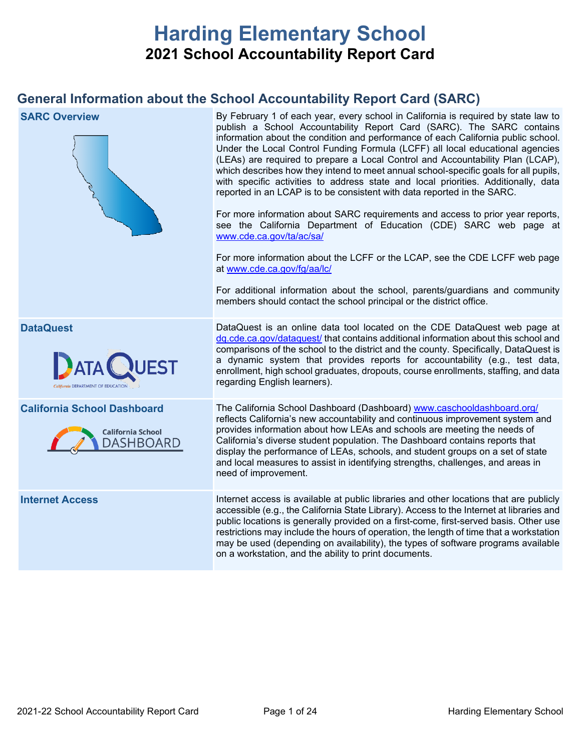# Harding Elementary School

## 2021 School Accountability Report Card

## General Information about the School Accountability Report Card (SARC)

| | |
|---|---|
| **SARC Overview** | By February 1 of each year, every school in California is required by state law to publish a School Accountability Report Card (SARC). The SARC contains information about the condition and performance of each California public school. Under the Local Control Funding Formula (LCFF) all local educational agencies (LEAs) are required to prepare a Local Control and Accountability Plan (LCAP), which describes how they intend to meet annual school-specific goals for all pupils, with specific activities to address state and local priorities. Additionally, data reported in an LCAP is to be consistent with data reported in the SARC.<br><br>For more information about SARC requirements and access to prior year reports, see the California Department of Education (CDE) SARC web page at www.cde.ca.gov/ta/ac/sa/<br><br>For more information about the LCFF or the LCAP, see the CDE LCFF web page at www.cde.ca.gov/fg/aa/lc/<br><br>For additional information about the school, parents/guardians and community members should contact the school principal or the district office. |
| **DataQuest** | DataQuest is an online data tool located on the CDE DataQuest web page at dq.cde.ca.gov/dataquest/ that contains additional information about this school and comparisons of the school to the district and the county. Specifically, DataQuest is a dynamic system that provides reports for accountability (e.g., test data, enrollment, high school graduates, dropouts, course enrollments, staffing, and data regarding English learners). |
| **California School Dashboard** | The California School Dashboard (Dashboard) www.caschooldashboard.org/ reflects California's new accountability and continuous improvement system and provides information about how LEAs and schools are meeting the needs of California's diverse student population. The Dashboard contains reports that display the performance of LEAs, schools, and student groups on a set of state and local measures to assist in identifying strengths, challenges, and areas in need of improvement. |
| **Internet Access** | Internet access is available at public libraries and other locations that are publicly accessible (e.g., the California State Library). Access to the Internet at libraries and public locations is generally provided on a first-come, first-served basis. Other use restrictions may include the hours of operation, the length of time that a workstation may be used (depending on availability), the types of software programs available on a workstation, and the ability to print documents. |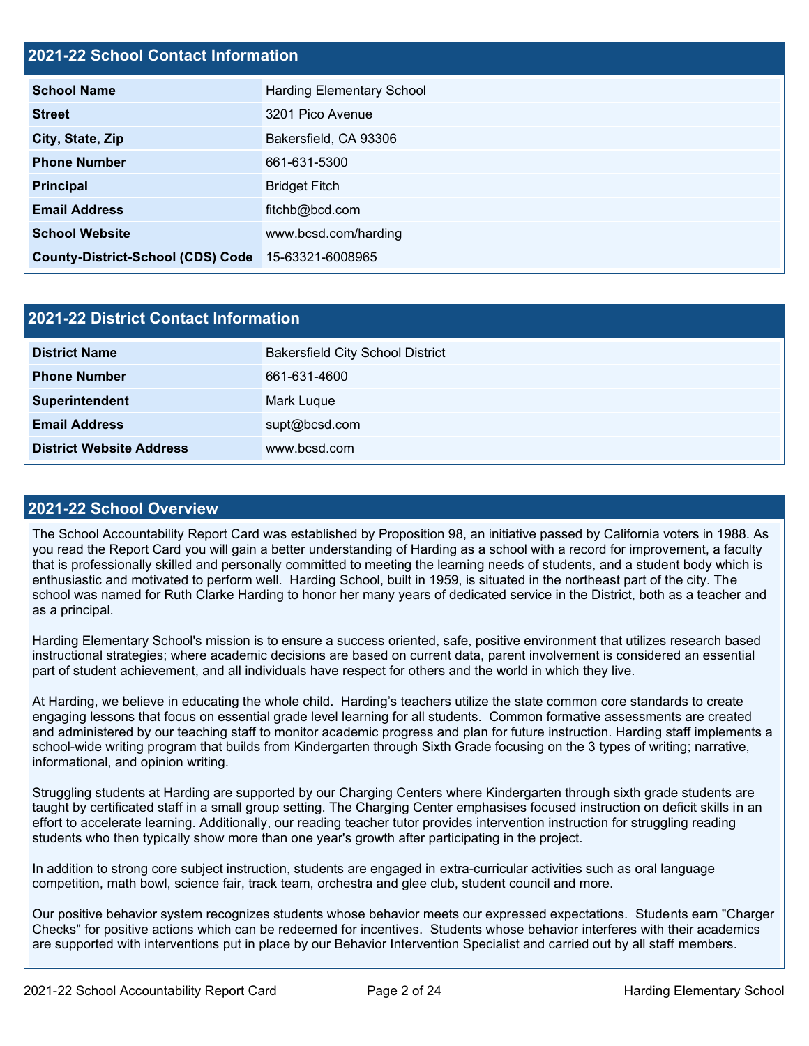## 2021-22 School Contact Information

| | |
|---|---|
| **School Name** | Harding Elementary School |
| **Street** | 3201 Pico Avenue |
| **City, State, Zip** | Bakersfield, CA 93306 |
| **Phone Number** | 661-631-5300 |
| **Principal** | Bridget Fitch |
| **Email Address** | fitchb@bcd.com |
| **School Website** | www.bcsd.com/harding |
| **County-District-School (CDS) Code** | 15-63321-6008965 |

## 2021-22 District Contact Information

| | |
|---|---|
| **District Name** | Bakersfield City School District |
| **Phone Number** | 661-631-4600 |
| **Superintendent** | Mark Luque |
| **Email Address** | supt@bcsd.com |
| **District Website Address** | www.bcsd.com |

## 2021-22 School Overview

The School Accountability Report Card was established by Proposition 98, an initiative passed by California voters in 1988. As you read the Report Card you will gain a better understanding of Harding as a school with a record for improvement, a faculty that is professionally skilled and personally committed to meeting the learning needs of students, and a student body which is enthusiastic and motivated to perform well. Harding School, built in 1959, is situated in the northeast part of the city. The school was named for Ruth Clarke Harding to honor her many years of dedicated service in the District, both as a teacher and as a principal.

Harding Elementary School's mission is to ensure a success oriented, safe, positive environment that utilizes research based instructional strategies; where academic decisions are based on current data, parent involvement is considered an essential part of student achievement, and all individuals have respect for others and the world in which they live.

At Harding, we believe in educating the whole child. Harding's teachers utilize the state common core standards to create engaging lessons that focus on essential grade level learning for all students. Common formative assessments are created and administered by our teaching staff to monitor academic progress and plan for future instruction. Harding staff implements a school-wide writing program that builds from Kindergarten through Sixth Grade focusing on the 3 types of writing; narrative, informational, and opinion writing.

Struggling students at Harding are supported by our Charging Centers where Kindergarten through sixth grade students are taught by certificated staff in a small group setting. The Charging Center emphasises focused instruction on deficit skills in an effort to accelerate learning. Additionally, our reading teacher tutor provides intervention instruction for struggling reading students who then typically show more than one year's growth after participating in the project.

In addition to strong core subject instruction, students are engaged in extra-curricular activities such as oral language competition, math bowl, science fair, track team, orchestra and glee club, student council and more.

Our positive behavior system recognizes students whose behavior meets our expressed expectations. Students earn "Charger Checks" for positive actions which can be redeemed for incentives. Students whose behavior interferes with their academics are supported with interventions put in place by our Behavior Intervention Specialist and carried out by all staff members.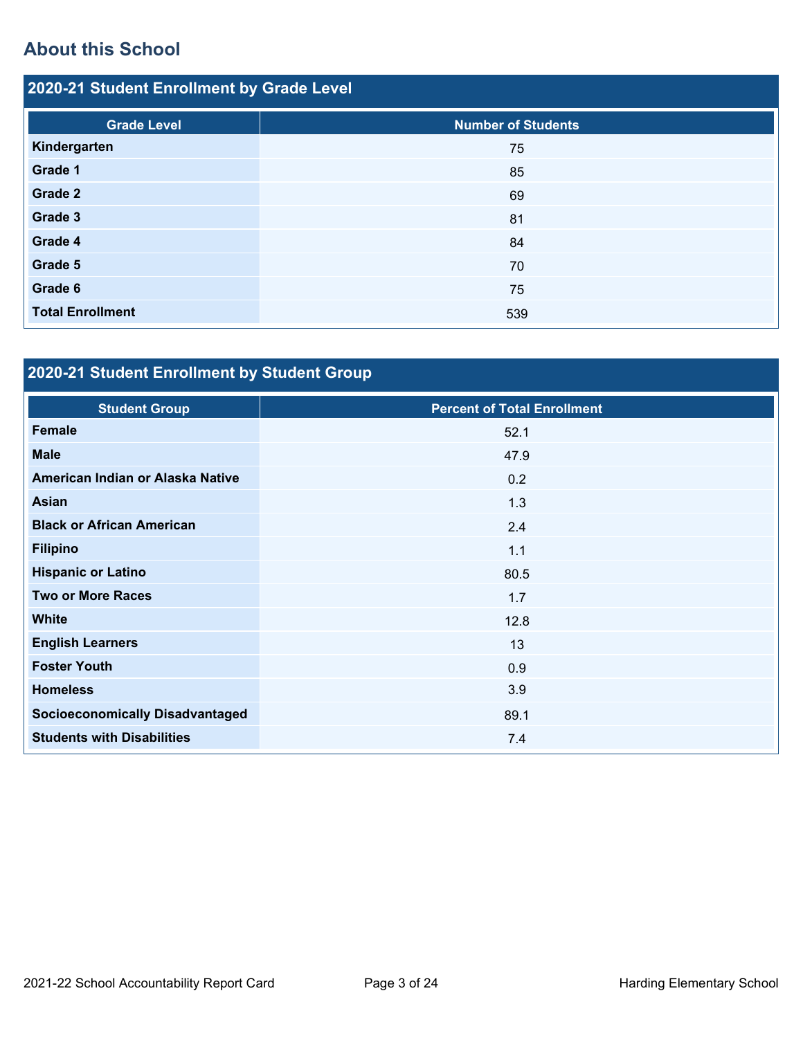## About this School

### 2020-21 Student Enrollment by Grade Level

| Grade Level | Number of Students |
|---|---|
| **Kindergarten** | 75 |
| **Grade 1** | 85 |
| **Grade 2** | 69 |
| **Grade 3** | 81 |
| **Grade 4** | 84 |
| **Grade 5** | 70 |
| **Grade 6** | 75 |
| **Total Enrollment** | 539 |

### 2020-21 Student Enrollment by Student Group

| Student Group | Percent of Total Enrollment |
|---|---|
| **Female** | 52.1 |
| **Male** | 47.9 |
| **American Indian or Alaska Native** | 0.2 |
| **Asian** | 1.3 |
| **Black or African American** | 2.4 |
| **Filipino** | 1.1 |
| **Hispanic or Latino** | 80.5 |
| **Two or More Races** | 1.7 |
| **White** | 12.8 |
| **English Learners** | 13 |
| **Foster Youth** | 0.9 |
| **Homeless** | 3.9 |
| **Socioeconomically Disadvantaged** | 89.1 |
| **Students with Disabilities** | 7.4 |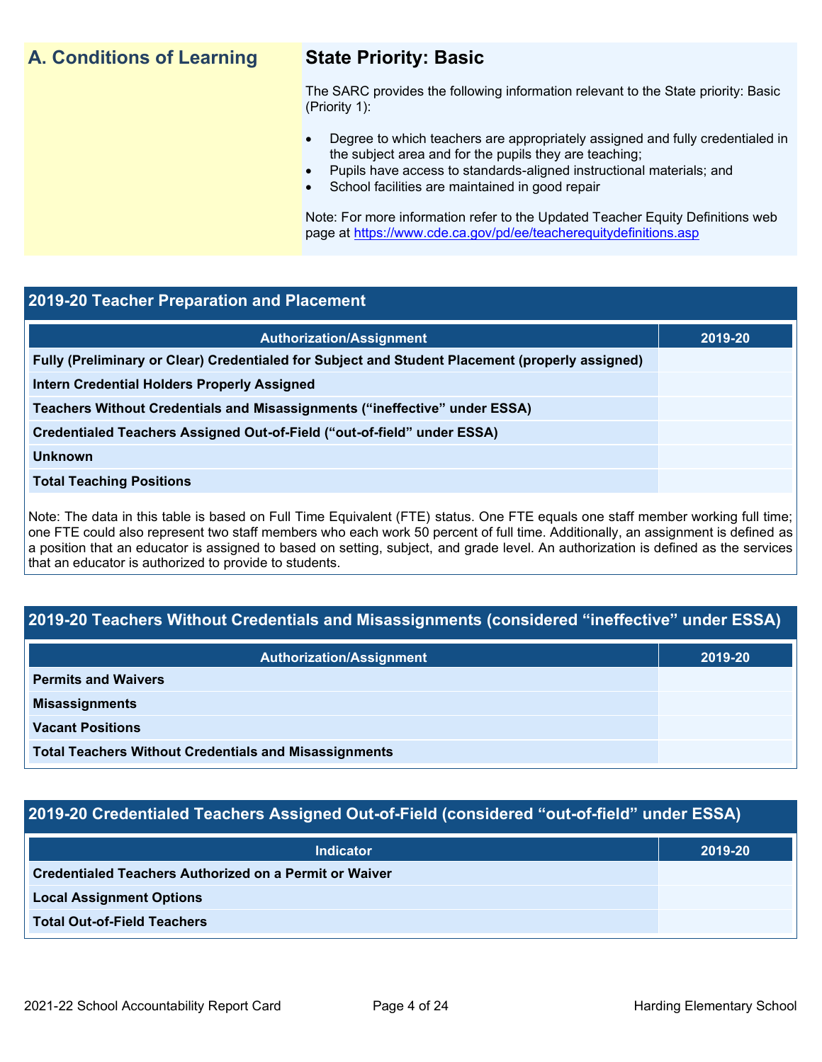## A. Conditions of Learning

### State Priority: Basic

The SARC provides the following information relevant to the State priority: Basic (Priority 1):

- Degree to which teachers are appropriately assigned and fully credentialed in the subject area and for the pupils they are teaching;
- Pupils have access to standards-aligned instructional materials; and
- School facilities are maintained in good repair

Note: For more information refer to the Updated Teacher Equity Definitions web page at https://www.cde.ca.gov/pd/ee/teacherequitydefinitions.asp

### 2019-20 Teacher Preparation and Placement

| Authorization/Assignment | 2019-20 |
| --- | --- |
| Fully (Preliminary or Clear) Credentialed for Subject and Student Placement (properly assigned) | |
| Intern Credential Holders Properly Assigned | |
| Teachers Without Credentials and Misassignments (“ineffective” under ESSA) | |
| Credentialed Teachers Assigned Out-of-Field (“out-of-field” under ESSA) | |
| Unknown | |
| Total Teaching Positions | |

Note: The data in this table is based on Full Time Equivalent (FTE) status. One FTE equals one staff member working full time; one FTE could also represent two staff members who each work 50 percent of full time. Additionally, an assignment is defined as a position that an educator is assigned to based on setting, subject, and grade level. An authorization is defined as the services that an educator is authorized to provide to students.

### 2019-20 Teachers Without Credentials and Misassignments (considered “ineffective” under ESSA)

| Authorization/Assignment | 2019-20 |
| --- | --- |
| Permits and Waivers | |
| Misassignments | |
| Vacant Positions | |
| Total Teachers Without Credentials and Misassignments | |

### 2019-20 Credentialed Teachers Assigned Out-of-Field (considered “out-of-field” under ESSA)

| Indicator | 2019-20 |
| --- | --- |
| Credentialed Teachers Authorized on a Permit or Waiver | |
| Local Assignment Options | |
| Total Out-of-Field Teachers | |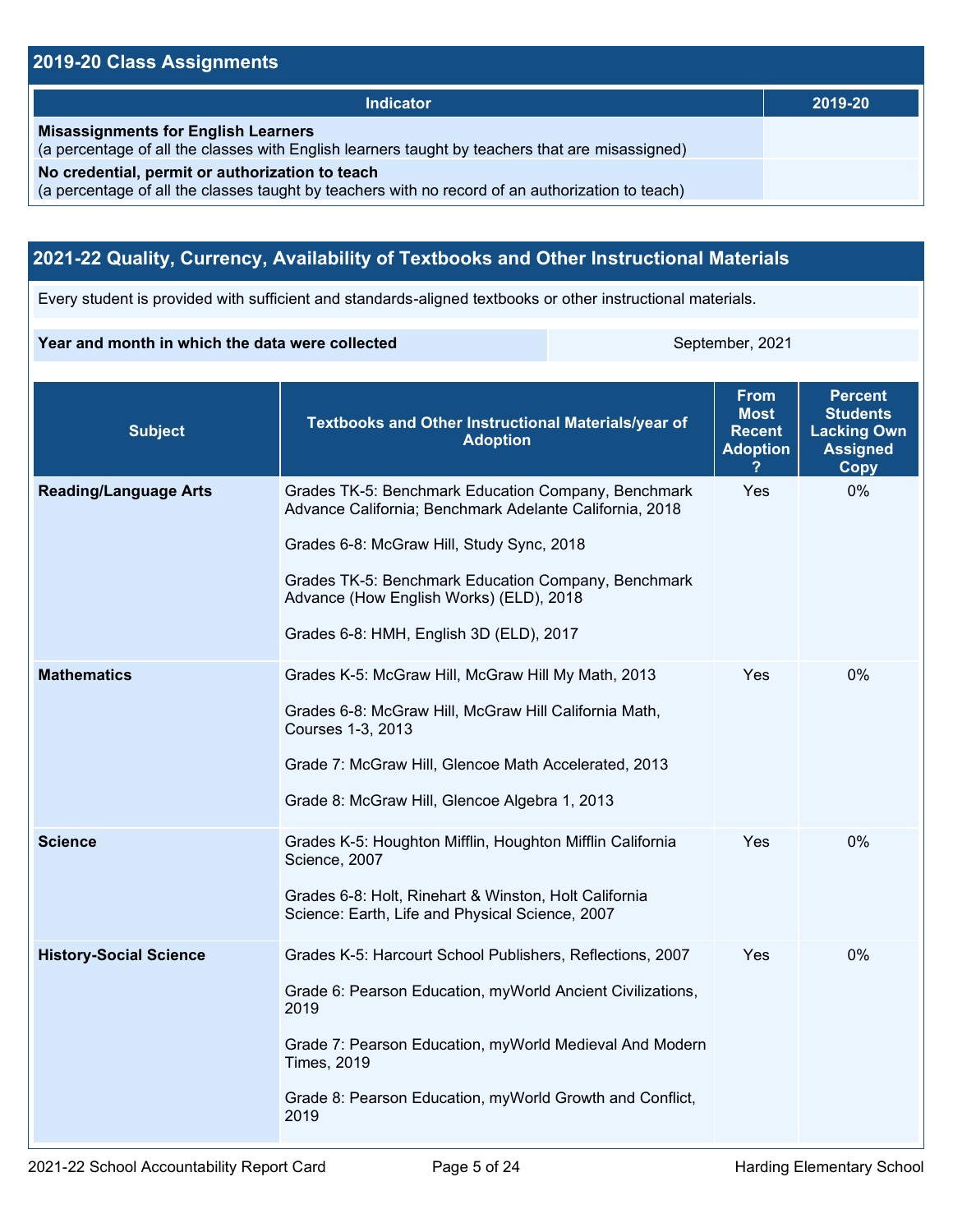## 2019-20 Class Assignments

| Indicator | 2019-20 |
|---|---|
| **Misassignments for English Learners** (a percentage of all the classes with English learners taught by teachers that are misassigned) | |
| **No credential, permit or authorization to teach** (a percentage of all the classes taught by teachers with no record of an authorization to teach) | |

## 2021-22 Quality, Currency, Availability of Textbooks and Other Instructional Materials

Every student is provided with sufficient and standards-aligned textbooks or other instructional materials.

| **Year and month in which the data were collected** | September, 2021 |
|---|---|

| Subject | Textbooks and Other Instructional Materials/year of Adoption | From Most Recent Adoption ? | Percent Students Lacking Own Assigned Copy |
|---|---|---|---|
| **Reading/Language Arts** | Grades TK-5: Benchmark Education Company, Benchmark Advance California; Benchmark Adelante California, 2018<br><br>Grades 6-8: McGraw Hill, Study Sync, 2018<br><br>Grades TK-5: Benchmark Education Company, Benchmark Advance (How English Works) (ELD), 2018<br><br>Grades 6-8: HMH, English 3D (ELD), 2017 | Yes | 0% |
| **Mathematics** | Grades K-5: McGraw Hill, McGraw Hill My Math, 2013<br><br>Grades 6-8: McGraw Hill, McGraw Hill California Math, Courses 1-3, 2013<br><br>Grade 7: McGraw Hill, Glencoe Math Accelerated, 2013<br><br>Grade 8: McGraw Hill, Glencoe Algebra 1, 2013 | Yes | 0% |
| **Science** | Grades K-5: Houghton Mifflin, Houghton Mifflin California Science, 2007<br><br>Grades 6-8: Holt, Rinehart & Winston, Holt California Science: Earth, Life and Physical Science, 2007 | Yes | 0% |
| **History-Social Science** | Grades K-5: Harcourt School Publishers, Reflections, 2007<br><br>Grade 6: Pearson Education, myWorld Ancient Civilizations, 2019<br><br>Grade 7: Pearson Education, myWorld Medieval And Modern Times, 2019<br><br>Grade 8: Pearson Education, myWorld Growth and Conflict, 2019 | Yes | 0% |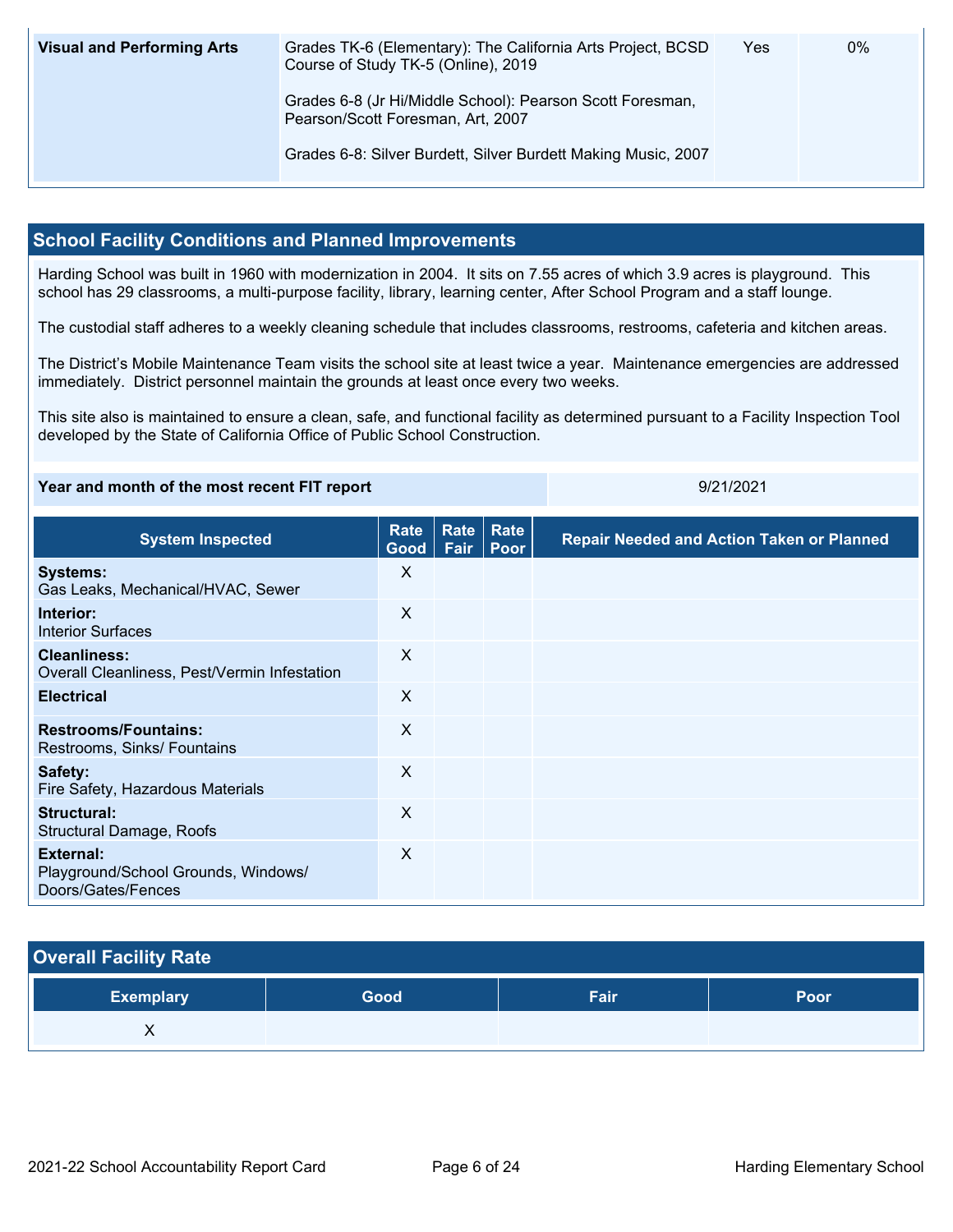| Visual and Performing Arts | Grades TK-6 (Elementary): The California Arts Project, BCSD Course of Study TK-5 (Online), 2019<br><br>Grades 6-8 (Jr Hi/Middle School): Pearson Scott Foresman, Pearson/Scott Foresman, Art, 2007<br><br>Grades 6-8: Silver Burdett, Silver Burdett Making Music, 2007 | Yes | 0% |
|---|---|---|---|

## School Facility Conditions and Planned Improvements

Harding School was built in 1960 with modernization in 2004. It sits on 7.55 acres of which 3.9 acres is playground. This school has 29 classrooms, a multi-purpose facility, library, learning center, After School Program and a staff lounge.

The custodial staff adheres to a weekly cleaning schedule that includes classrooms, restrooms, cafeteria and kitchen areas.

The District's Mobile Maintenance Team visits the school site at least twice a year. Maintenance emergencies are addressed immediately. District personnel maintain the grounds at least once every two weeks.

This site also is maintained to ensure a clean, safe, and functional facility as determined pursuant to a Facility Inspection Tool developed by the State of California Office of Public School Construction.

| Year and month of the most recent FIT report | 9/21/2021 |
|---|---|

| System Inspected | Rate Good | Rate Fair | Rate Poor | Repair Needed and Action Taken or Planned |
|---|---|---|---|---|
| **Systems:** Gas Leaks, Mechanical/HVAC, Sewer | X | | | |
| **Interior:** Interior Surfaces | X | | | |
| **Cleanliness:** Overall Cleanliness, Pest/Vermin Infestation | X | | | |
| **Electrical** | X | | | |
| **Restrooms/Fountains:** Restrooms, Sinks/ Fountains | X | | | |
| **Safety:** Fire Safety, Hazardous Materials | X | | | |
| **Structural:** Structural Damage, Roofs | X | | | |
| **External:** Playground/School Grounds, Windows/ Doors/Gates/Fences | X | | | |

## Overall Facility Rate

| Exemplary | Good | Fair | Poor |
|---|---|---|---|
| X | | | |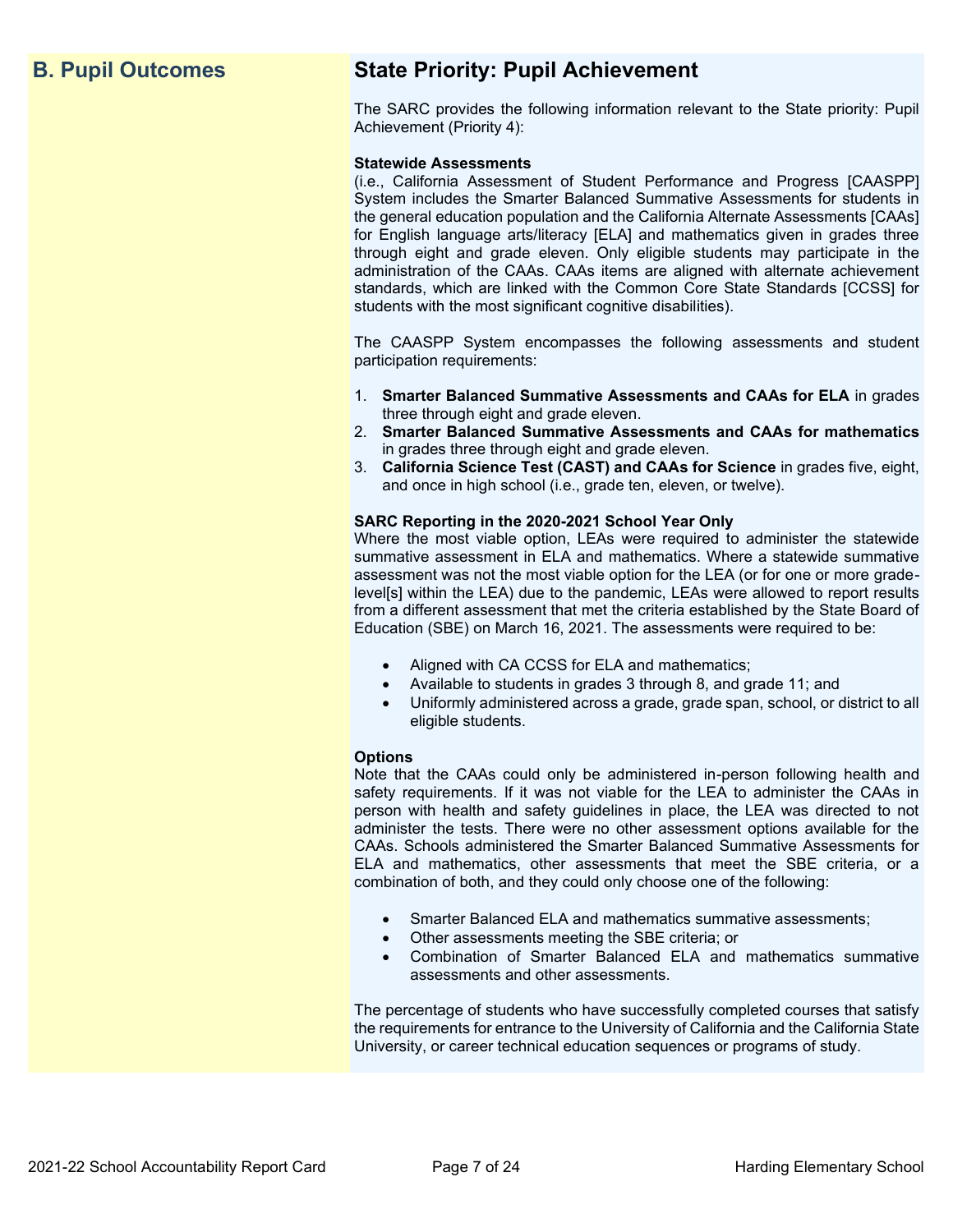## B. Pupil Outcomes

## State Priority: Pupil Achievement

The SARC provides the following information relevant to the State priority: Pupil Achievement (Priority 4):

**Statewide Assessments**
(i.e., California Assessment of Student Performance and Progress [CAASPP] System includes the Smarter Balanced Summative Assessments for students in the general education population and the California Alternate Assessments [CAAs] for English language arts/literacy [ELA] and mathematics given in grades three through eight and grade eleven. Only eligible students may participate in the administration of the CAAs. CAAs items are aligned with alternate achievement standards, which are linked with the Common Core State Standards [CCSS] for students with the most significant cognitive disabilities).

The CAASPP System encompasses the following assessments and student participation requirements:

1. **Smarter Balanced Summative Assessments and CAAs for ELA** in grades three through eight and grade eleven.
2. **Smarter Balanced Summative Assessments and CAAs for mathematics** in grades three through eight and grade eleven.
3. **California Science Test (CAST) and CAAs for Science** in grades five, eight, and once in high school (i.e., grade ten, eleven, or twelve).

**SARC Reporting in the 2020-2021 School Year Only**
Where the most viable option, LEAs were required to administer the statewide summative assessment in ELA and mathematics. Where a statewide summative assessment was not the most viable option for the LEA (or for one or more grade-level[s] within the LEA) due to the pandemic, LEAs were allowed to report results from a different assessment that met the criteria established by the State Board of Education (SBE) on March 16, 2021. The assessments were required to be:

- Aligned with CA CCSS for ELA and mathematics;
- Available to students in grades 3 through 8, and grade 11; and
- Uniformly administered across a grade, grade span, school, or district to all eligible students.

**Options**
Note that the CAAs could only be administered in-person following health and safety requirements. If it was not viable for the LEA to administer the CAAs in person with health and safety guidelines in place, the LEA was directed to not administer the tests. There were no other assessment options available for the CAAs. Schools administered the Smarter Balanced Summative Assessments for ELA and mathematics, other assessments that meet the SBE criteria, or a combination of both, and they could only choose one of the following:

- Smarter Balanced ELA and mathematics summative assessments;
- Other assessments meeting the SBE criteria; or
- Combination of Smarter Balanced ELA and mathematics summative assessments and other assessments.

The percentage of students who have successfully completed courses that satisfy the requirements for entrance to the University of California and the California State University, or career technical education sequences or programs of study.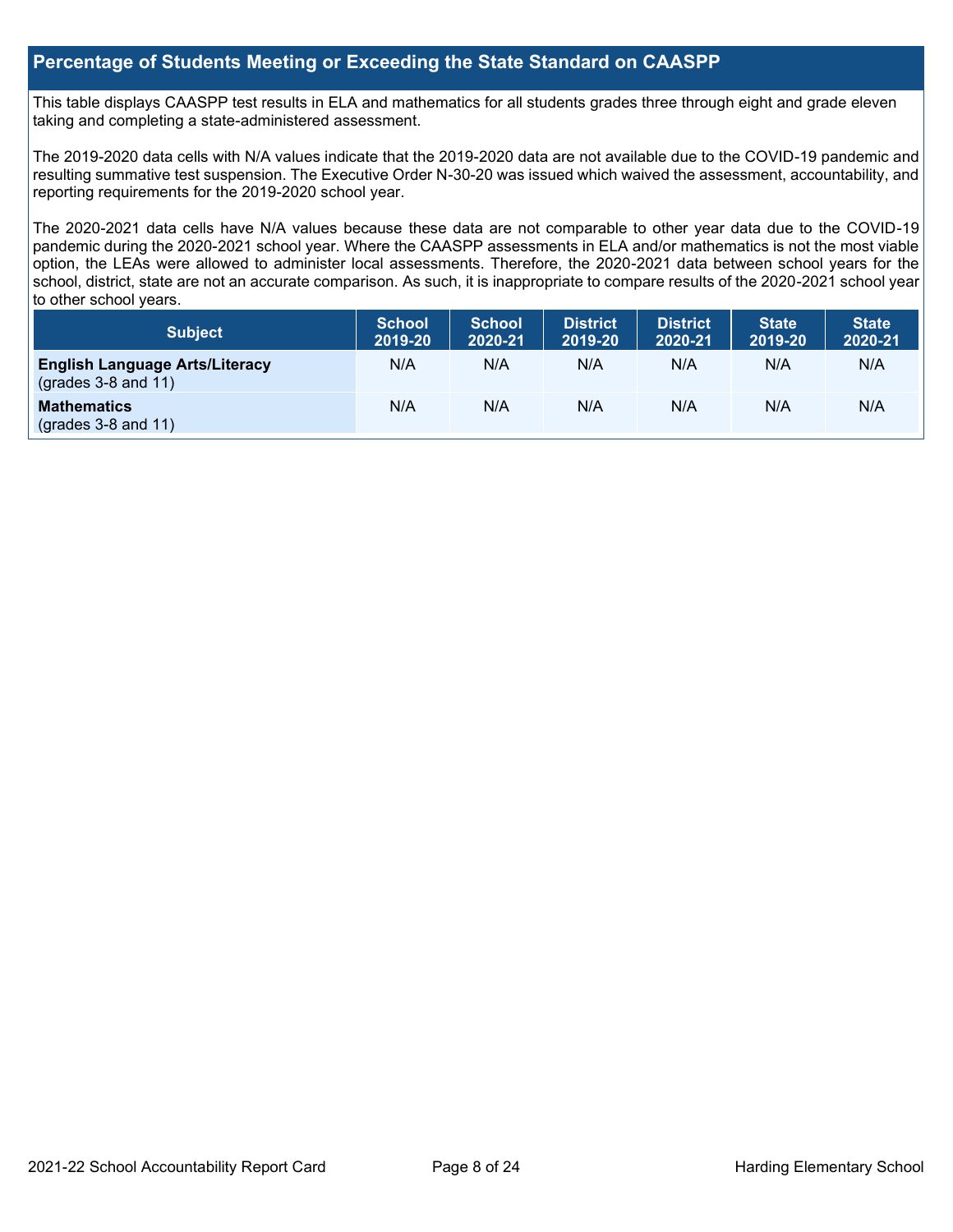## Percentage of Students Meeting or Exceeding the State Standard on CAASPP

This table displays CAASPP test results in ELA and mathematics for all students grades three through eight and grade eleven taking and completing a state-administered assessment.

The 2019-2020 data cells with N/A values indicate that the 2019-2020 data are not available due to the COVID-19 pandemic and resulting summative test suspension. The Executive Order N-30-20 was issued which waived the assessment, accountability, and reporting requirements for the 2019-2020 school year.

The 2020-2021 data cells have N/A values because these data are not comparable to other year data due to the COVID-19 pandemic during the 2020-2021 school year. Where the CAASPP assessments in ELA and/or mathematics is not the most viable option, the LEAs were allowed to administer local assessments. Therefore, the 2020-2021 data between school years for the school, district, state are not an accurate comparison. As such, it is inappropriate to compare results of the 2020-2021 school year to other school years.

| Subject | School 2019-20 | School 2020-21 | District 2019-20 | District 2020-21 | State 2019-20 | State 2020-21 |
|---|---|---|---|---|---|---|
| **English Language Arts/Literacy** (grades 3-8 and 11) | N/A | N/A | N/A | N/A | N/A | N/A |
| **Mathematics** (grades 3-8 and 11) | N/A | N/A | N/A | N/A | N/A | N/A |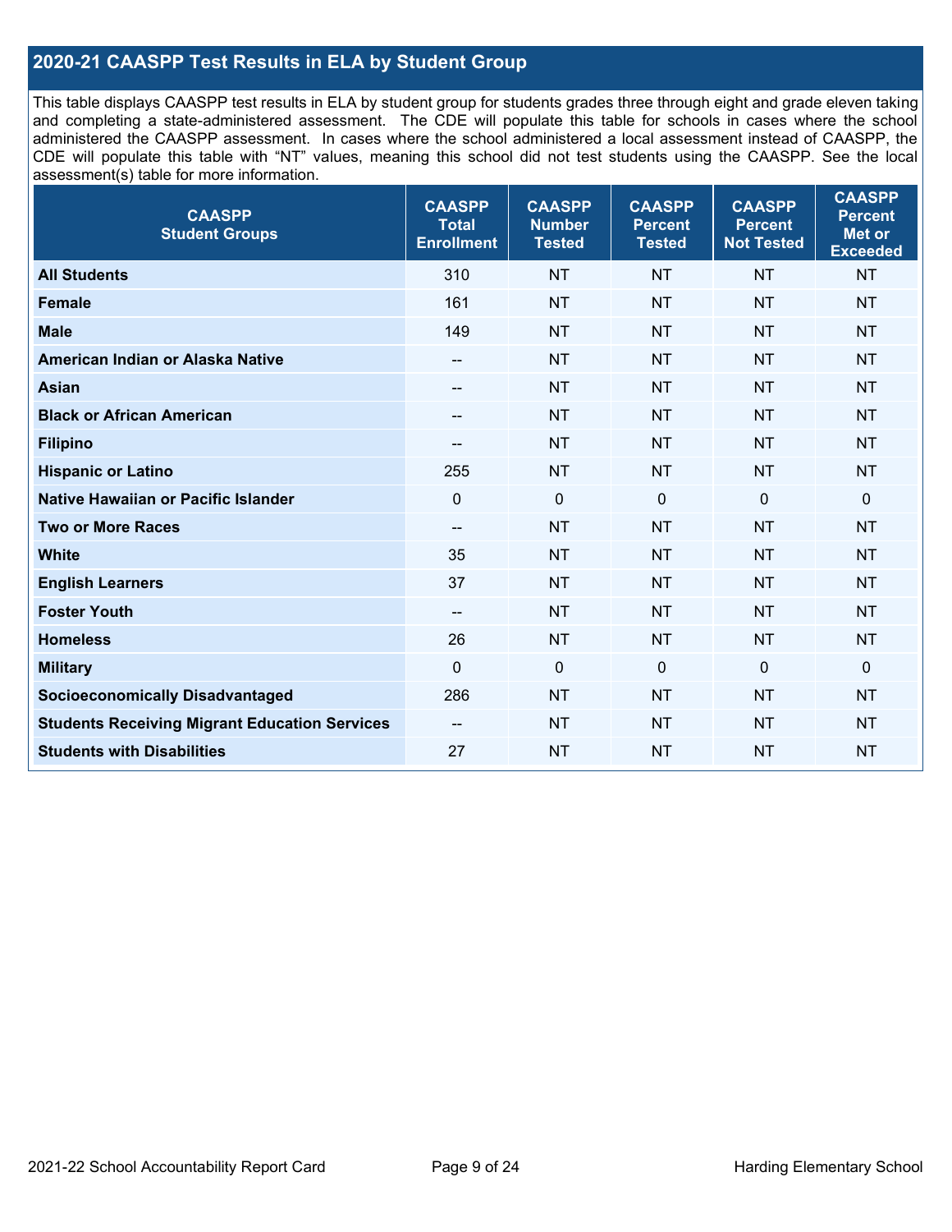## 2020-21 CAASPP Test Results in ELA by Student Group

This table displays CAASPP test results in ELA by student group for students grades three through eight and grade eleven taking and completing a state-administered assessment. The CDE will populate this table for schools in cases where the school administered the CAASPP assessment. In cases where the school administered a local assessment instead of CAASPP, the CDE will populate this table with "NT" values, meaning this school did not test students using the CAASPP. See the local assessment(s) table for more information.

| CAASPP Student Groups | CAASPP Total Enrollment | CAASPP Number Tested | CAASPP Percent Tested | CAASPP Percent Not Tested | CAASPP Percent Met or Exceeded |
|---|---|---|---|---|---|
| **All Students** | 310 | NT | NT | NT | NT |
| **Female** | 161 | NT | NT | NT | NT |
| **Male** | 149 | NT | NT | NT | NT |
| **American Indian or Alaska Native** | -- | NT | NT | NT | NT |
| **Asian** | -- | NT | NT | NT | NT |
| **Black or African American** | -- | NT | NT | NT | NT |
| **Filipino** | -- | NT | NT | NT | NT |
| **Hispanic or Latino** | 255 | NT | NT | NT | NT |
| **Native Hawaiian or Pacific Islander** | 0 | 0 | 0 | 0 | 0 |
| **Two or More Races** | -- | NT | NT | NT | NT |
| **White** | 35 | NT | NT | NT | NT |
| **English Learners** | 37 | NT | NT | NT | NT |
| **Foster Youth** | -- | NT | NT | NT | NT |
| **Homeless** | 26 | NT | NT | NT | NT |
| **Military** | 0 | 0 | 0 | 0 | 0 |
| **Socioeconomically Disadvantaged** | 286 | NT | NT | NT | NT |
| **Students Receiving Migrant Education Services** | -- | NT | NT | NT | NT |
| **Students with Disabilities** | 27 | NT | NT | NT | NT |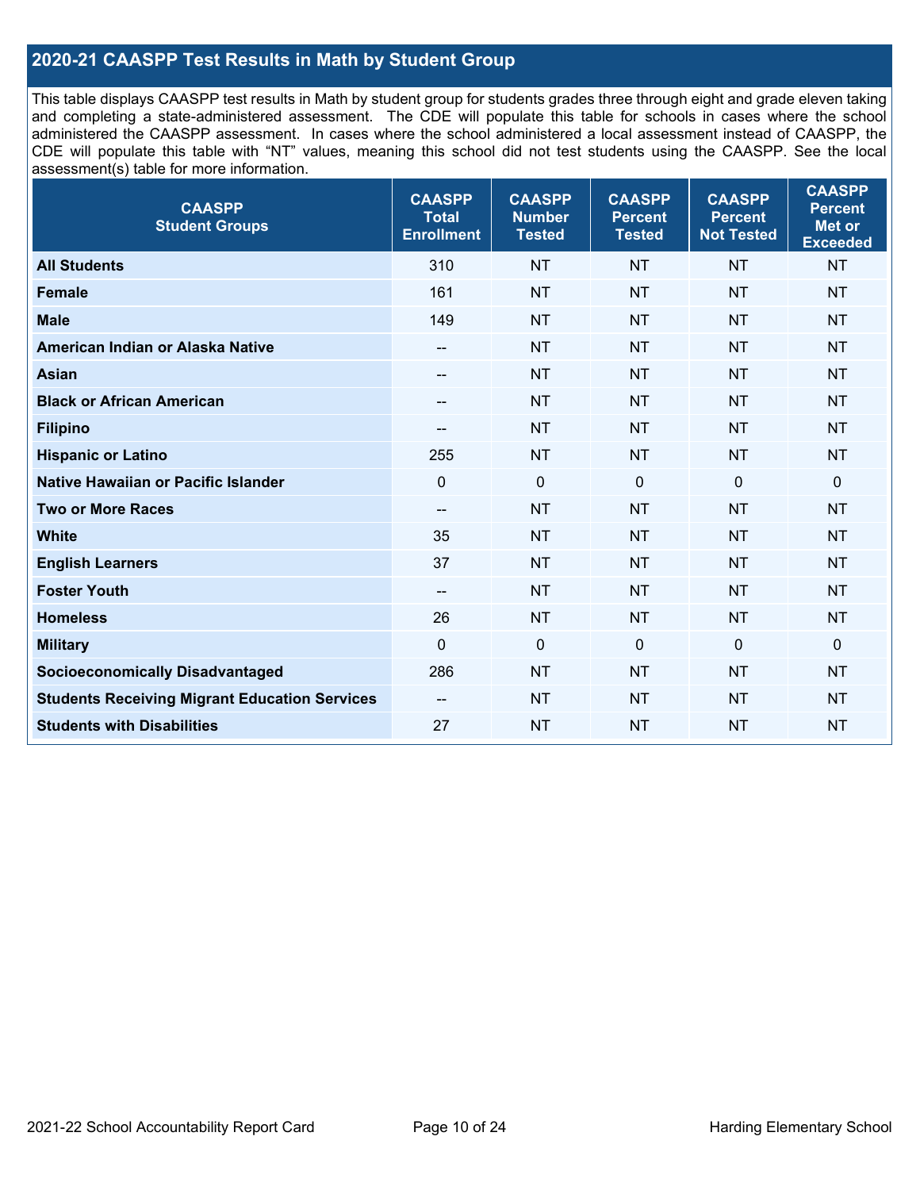## 2020-21 CAASPP Test Results in Math by Student Group

This table displays CAASPP test results in Math by student group for students grades three through eight and grade eleven taking and completing a state-administered assessment. The CDE will populate this table for schools in cases where the school administered the CAASPP assessment. In cases where the school administered a local assessment instead of CAASPP, the CDE will populate this table with "NT" values, meaning this school did not test students using the CAASPP. See the local assessment(s) table for more information.

| CAASPP Student Groups | CAASPP Total Enrollment | CAASPP Number Tested | CAASPP Percent Tested | CAASPP Percent Not Tested | CAASPP Percent Met or Exceeded |
|---|---|---|---|---|---|
| **All Students** | 310 | NT | NT | NT | NT |
| **Female** | 161 | NT | NT | NT | NT |
| **Male** | 149 | NT | NT | NT | NT |
| **American Indian or Alaska Native** | -- | NT | NT | NT | NT |
| **Asian** | -- | NT | NT | NT | NT |
| **Black or African American** | -- | NT | NT | NT | NT |
| **Filipino** | -- | NT | NT | NT | NT |
| **Hispanic or Latino** | 255 | NT | NT | NT | NT |
| **Native Hawaiian or Pacific Islander** | 0 | 0 | 0 | 0 | 0 |
| **Two or More Races** | -- | NT | NT | NT | NT |
| **White** | 35 | NT | NT | NT | NT |
| **English Learners** | 37 | NT | NT | NT | NT |
| **Foster Youth** | -- | NT | NT | NT | NT |
| **Homeless** | 26 | NT | NT | NT | NT |
| **Military** | 0 | 0 | 0 | 0 | 0 |
| **Socioeconomically Disadvantaged** | 286 | NT | NT | NT | NT |
| **Students Receiving Migrant Education Services** | -- | NT | NT | NT | NT |
| **Students with Disabilities** | 27 | NT | NT | NT | NT |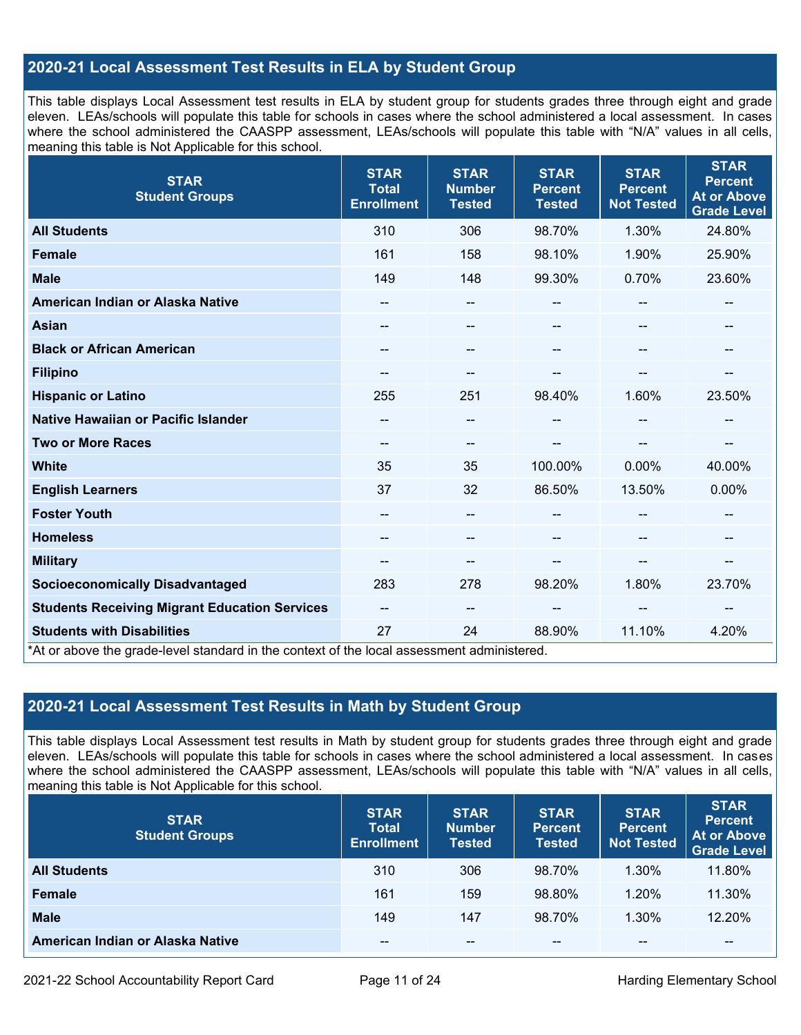## 2020-21 Local Assessment Test Results in ELA by Student Group

This table displays Local Assessment test results in ELA by student group for students grades three through eight and grade eleven. LEAs/schools will populate this table for schools in cases where the school administered a local assessment. In cases where the school administered the CAASPP assessment, LEAs/schools will populate this table with "N/A" values in all cells, meaning this table is Not Applicable for this school.

| STAR Student Groups | STAR Total Enrollment | STAR Number Tested | STAR Percent Tested | STAR Percent Not Tested | STAR Percent At or Above Grade Level |
|---|---|---|---|---|---|
| **All Students** | 310 | 306 | 98.70% | 1.30% | 24.80% |
| **Female** | 161 | 158 | 98.10% | 1.90% | 25.90% |
| **Male** | 149 | 148 | 99.30% | 0.70% | 23.60% |
| **American Indian or Alaska Native** | -- | -- | -- | -- | -- |
| **Asian** | -- | -- | -- | -- | -- |
| **Black or African American** | -- | -- | -- | -- | -- |
| **Filipino** | -- | -- | -- | -- | -- |
| **Hispanic or Latino** | 255 | 251 | 98.40% | 1.60% | 23.50% |
| **Native Hawaiian or Pacific Islander** | -- | -- | -- | -- | -- |
| **Two or More Races** | -- | -- | -- | -- | -- |
| **White** | 35 | 35 | 100.00% | 0.00% | 40.00% |
| **English Learners** | 37 | 32 | 86.50% | 13.50% | 0.00% |
| **Foster Youth** | -- | -- | -- | -- | -- |
| **Homeless** | -- | -- | -- | -- | -- |
| **Military** | -- | -- | -- | -- | -- |
| **Socioeconomically Disadvantaged** | 283 | 278 | 98.20% | 1.80% | 23.70% |
| **Students Receiving Migrant Education Services** | -- | -- | -- | -- | -- |
| **Students with Disabilities** | 27 | 24 | 88.90% | 11.10% | 4.20% |

*At or above the grade-level standard in the context of the local assessment administered.

## 2020-21 Local Assessment Test Results in Math by Student Group

This table displays Local Assessment test results in Math by student group for students grades three through eight and grade eleven. LEAs/schools will populate this table for schools in cases where the school administered a local assessment. In cases where the school administered the CAASPP assessment, LEAs/schools will populate this table with "N/A" values in all cells, meaning this table is Not Applicable for this school.

| STAR Student Groups | STAR Total Enrollment | STAR Number Tested | STAR Percent Tested | STAR Percent Not Tested | STAR Percent At or Above Grade Level |
|---|---|---|---|---|---|
| **All Students** | 310 | 306 | 98.70% | 1.30% | 11.80% |
| **Female** | 161 | 159 | 98.80% | 1.20% | 11.30% |
| **Male** | 149 | 147 | 98.70% | 1.30% | 12.20% |
| **American Indian or Alaska Native** | -- | -- | -- | -- | -- |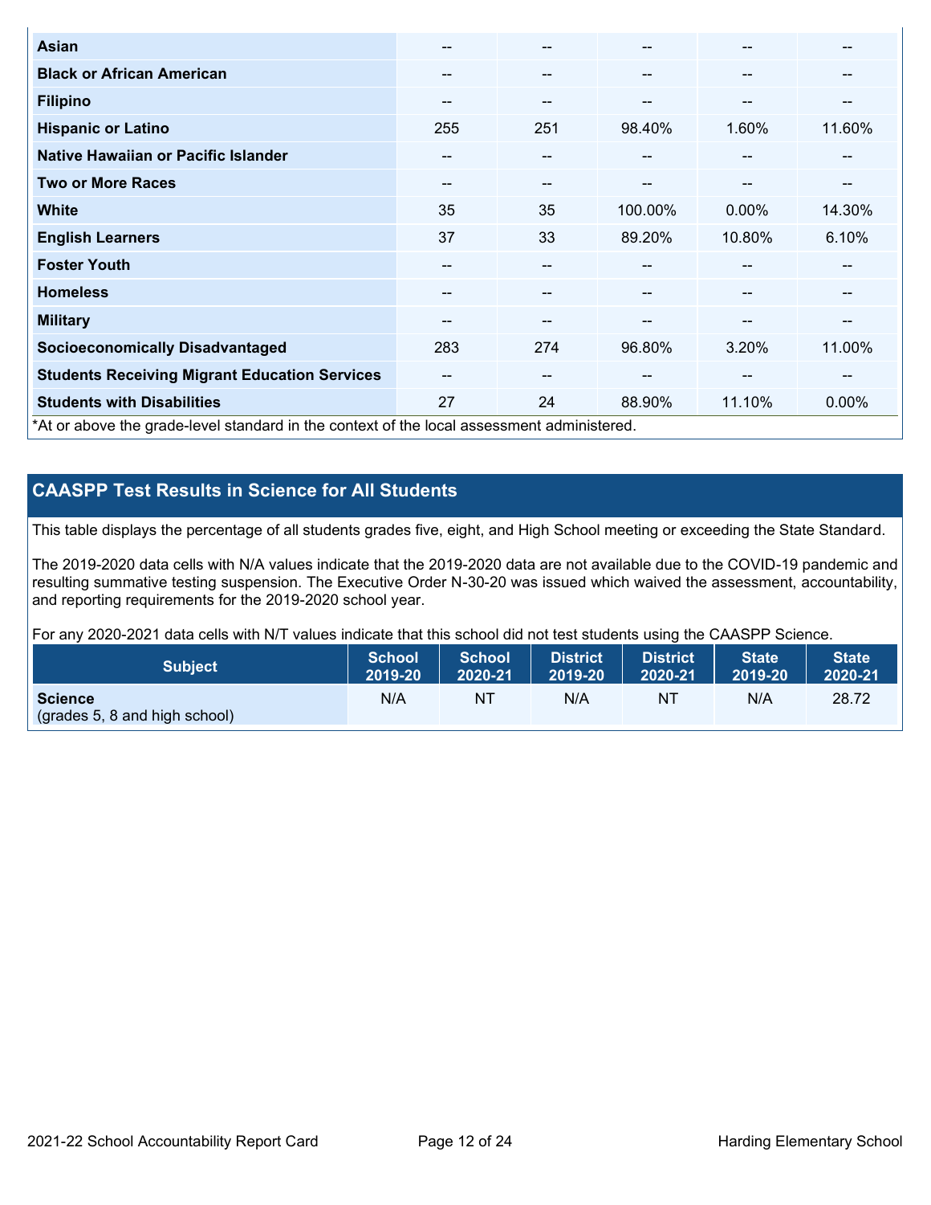| | | | | | |
|---|---|---|---|---|---|
| **Asian** | -- | -- | -- | -- | -- |
| **Black or African American** | -- | -- | -- | -- | -- |
| **Filipino** | -- | -- | -- | -- | -- |
| **Hispanic or Latino** | 255 | 251 | 98.40% | 1.60% | 11.60% |
| **Native Hawaiian or Pacific Islander** | -- | -- | -- | -- | -- |
| **Two or More Races** | -- | -- | -- | -- | -- |
| **White** | 35 | 35 | 100.00% | 0.00% | 14.30% |
| **English Learners** | 37 | 33 | 89.20% | 10.80% | 6.10% |
| **Foster Youth** | -- | -- | -- | -- | -- |
| **Homeless** | -- | -- | -- | -- | -- |
| **Military** | -- | -- | -- | -- | -- |
| **Socioeconomically Disadvantaged** | 283 | 274 | 96.80% | 3.20% | 11.00% |
| **Students Receiving Migrant Education Services** | -- | -- | -- | -- | -- |
| **Students with Disabilities** | 27 | 24 | 88.90% | 11.10% | 0.00% |

*At or above the grade-level standard in the context of the local assessment administered.

## CAASPP Test Results in Science for All Students

This table displays the percentage of all students grades five, eight, and High School meeting or exceeding the State Standard.

The 2019-2020 data cells with N/A values indicate that the 2019-2020 data are not available due to the COVID-19 pandemic and resulting summative testing suspension. The Executive Order N-30-20 was issued which waived the assessment, accountability, and reporting requirements for the 2019-2020 school year.

For any 2020-2021 data cells with N/T values indicate that this school did not test students using the CAASPP Science.

| Subject | School 2019-20 | School 2020-21 | District 2019-20 | District 2020-21 | State 2019-20 | State 2020-21 |
|---|---|---|---|---|---|---|
| **Science** (grades 5, 8 and high school) | N/A | NT | N/A | NT | N/A | 28.72 |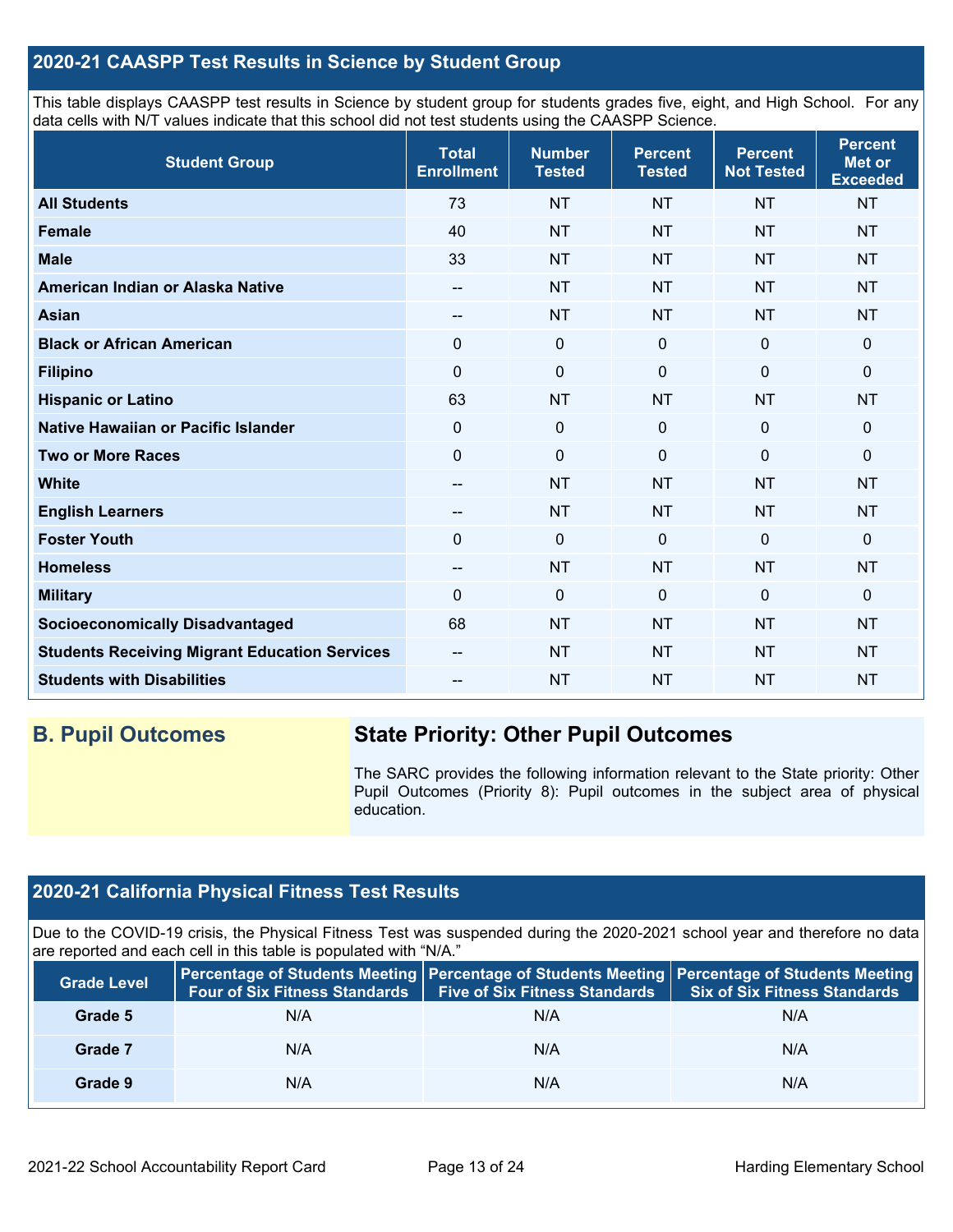## 2020-21 CAASPP Test Results in Science by Student Group

This table displays CAASPP test results in Science by student group for students grades five, eight, and High School. For any data cells with N/T values indicate that this school did not test students using the CAASPP Science.

| Student Group | Total Enrollment | Number Tested | Percent Tested | Percent Not Tested | Percent Met or Exceeded |
|---|---|---|---|---|---|
| **All Students** | 73 | NT | NT | NT | NT |
| **Female** | 40 | NT | NT | NT | NT |
| **Male** | 33 | NT | NT | NT | NT |
| **American Indian or Alaska Native** | -- | NT | NT | NT | NT |
| **Asian** | -- | NT | NT | NT | NT |
| **Black or African American** | 0 | 0 | 0 | 0 | 0 |
| **Filipino** | 0 | 0 | 0 | 0 | 0 |
| **Hispanic or Latino** | 63 | NT | NT | NT | NT |
| **Native Hawaiian or Pacific Islander** | 0 | 0 | 0 | 0 | 0 |
| **Two or More Races** | 0 | 0 | 0 | 0 | 0 |
| **White** | -- | NT | NT | NT | NT |
| **English Learners** | -- | NT | NT | NT | NT |
| **Foster Youth** | 0 | 0 | 0 | 0 | 0 |
| **Homeless** | -- | NT | NT | NT | NT |
| **Military** | 0 | 0 | 0 | 0 | 0 |
| **Socioeconomically Disadvantaged** | 68 | NT | NT | NT | NT |
| **Students Receiving Migrant Education Services** | -- | NT | NT | NT | NT |
| **Students with Disabilities** | -- | NT | NT | NT | NT |

## B. Pupil Outcomes

### State Priority: Other Pupil Outcomes

The SARC provides the following information relevant to the State priority: Other Pupil Outcomes (Priority 8): Pupil outcomes in the subject area of physical education.

## 2020-21 California Physical Fitness Test Results

Due to the COVID-19 crisis, the Physical Fitness Test was suspended during the 2020-2021 school year and therefore no data are reported and each cell in this table is populated with "N/A."

| Grade Level | Percentage of Students Meeting Four of Six Fitness Standards | Percentage of Students Meeting Five of Six Fitness Standards | Percentage of Students Meeting Six of Six Fitness Standards |
|---|---|---|---|
| **Grade 5** | N/A | N/A | N/A |
| **Grade 7** | N/A | N/A | N/A |
| **Grade 9** | N/A | N/A | N/A |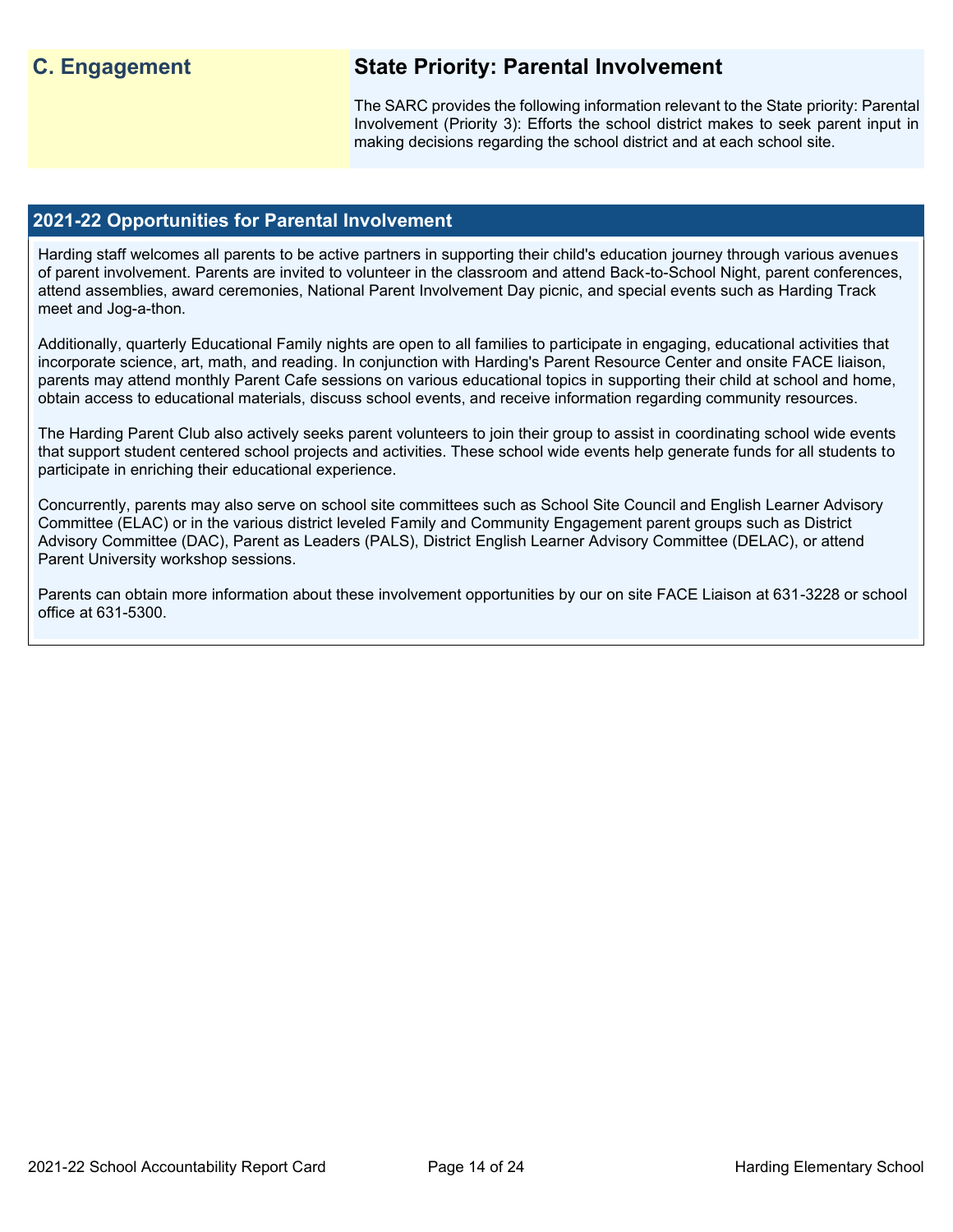## C. Engagement

## State Priority: Parental Involvement

The SARC provides the following information relevant to the State priority: Parental Involvement (Priority 3): Efforts the school district makes to seek parent input in making decisions regarding the school district and at each school site.

### 2021-22 Opportunities for Parental Involvement

Harding staff welcomes all parents to be active partners in supporting their child's education journey through various avenues of parent involvement. Parents are invited to volunteer in the classroom and attend Back-to-School Night, parent conferences, attend assemblies, award ceremonies, National Parent Involvement Day picnic, and special events such as Harding Track meet and Jog-a-thon.

Additionally, quarterly Educational Family nights are open to all families to participate in engaging, educational activities that incorporate science, art, math, and reading. In conjunction with Harding's Parent Resource Center and onsite FACE liaison, parents may attend monthly Parent Cafe sessions on various educational topics in supporting their child at school and home, obtain access to educational materials, discuss school events, and receive information regarding community resources.

The Harding Parent Club also actively seeks parent volunteers to join their group to assist in coordinating school wide events that support student centered school projects and activities. These school wide events help generate funds for all students to participate in enriching their educational experience.

Concurrently, parents may also serve on school site committees such as School Site Council and English Learner Advisory Committee (ELAC) or in the various district leveled Family and Community Engagement parent groups such as District Advisory Committee (DAC), Parent as Leaders (PALS), District English Learner Advisory Committee (DELAC), or attend Parent University workshop sessions.

Parents can obtain more information about these involvement opportunities by our on site FACE Liaison at 631-3228 or school office at 631-5300.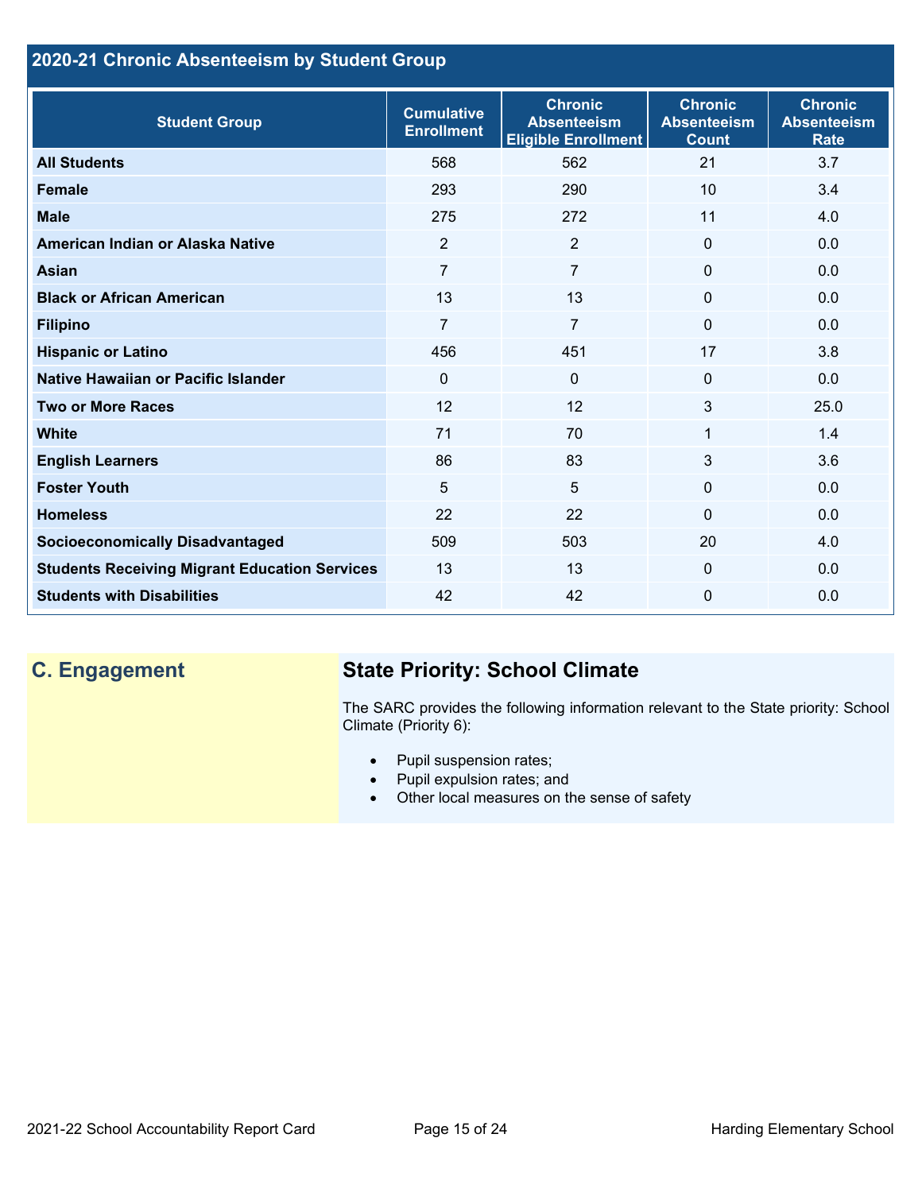## 2020-21 Chronic Absenteeism by Student Group

| Student Group | Cumulative Enrollment | Chronic Absenteeism Eligible Enrollment | Chronic Absenteeism Count | Chronic Absenteeism Rate |
|---|---|---|---|---|
| **All Students** | 568 | 562 | 21 | 3.7 |
| **Female** | 293 | 290 | 10 | 3.4 |
| **Male** | 275 | 272 | 11 | 4.0 |
| **American Indian or Alaska Native** | 2 | 2 | 0 | 0.0 |
| **Asian** | 7 | 7 | 0 | 0.0 |
| **Black or African American** | 13 | 13 | 0 | 0.0 |
| **Filipino** | 7 | 7 | 0 | 0.0 |
| **Hispanic or Latino** | 456 | 451 | 17 | 3.8 |
| **Native Hawaiian or Pacific Islander** | 0 | 0 | 0 | 0.0 |
| **Two or More Races** | 12 | 12 | 3 | 25.0 |
| **White** | 71 | 70 | 1 | 1.4 |
| **English Learners** | 86 | 83 | 3 | 3.6 |
| **Foster Youth** | 5 | 5 | 0 | 0.0 |
| **Homeless** | 22 | 22 | 0 | 0.0 |
| **Socioeconomically Disadvantaged** | 509 | 503 | 20 | 4.0 |
| **Students Receiving Migrant Education Services** | 13 | 13 | 0 | 0.0 |
| **Students with Disabilities** | 42 | 42 | 0 | 0.0 |

## C. Engagement

### State Priority: School Climate

The SARC provides the following information relevant to the State priority: School Climate (Priority 6):

- Pupil suspension rates;
- Pupil expulsion rates; and
- Other local measures on the sense of safety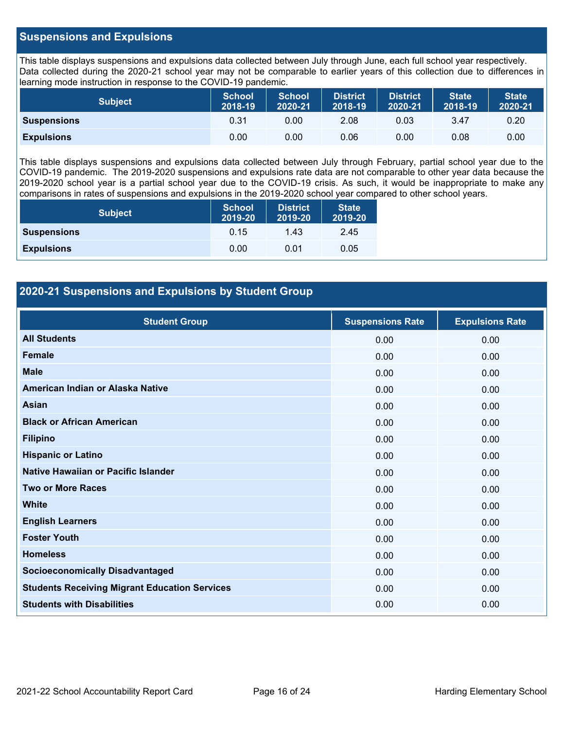## Suspensions and Expulsions

This table displays suspensions and expulsions data collected between July through June, each full school year respectively. Data collected during the 2020-21 school year may not be comparable to earlier years of this collection due to differences in learning mode instruction in response to the COVID-19 pandemic.

| Subject | School 2018-19 | School 2020-21 | District 2018-19 | District 2020-21 | State 2018-19 | State 2020-21 |
|---|---|---|---|---|---|---|
| **Suspensions** | 0.31 | 0.00 | 2.08 | 0.03 | 3.47 | 0.20 |
| **Expulsions** | 0.00 | 0.00 | 0.06 | 0.00 | 0.08 | 0.00 |

This table displays suspensions and expulsions data collected between July through February, partial school year due to the COVID-19 pandemic. The 2019-2020 suspensions and expulsions rate data are not comparable to other year data because the 2019-2020 school year is a partial school year due to the COVID-19 crisis. As such, it would be inappropriate to make any comparisons in rates of suspensions and expulsions in the 2019-2020 school year compared to other school years.

| Subject | School 2019-20 | District 2019-20 | State 2019-20 |
|---|---|---|---|
| **Suspensions** | 0.15 | 1.43 | 2.45 |
| **Expulsions** | 0.00 | 0.01 | 0.05 |

## 2020-21 Suspensions and Expulsions by Student Group

| Student Group | Suspensions Rate | Expulsions Rate |
|---|---|---|
| **All Students** | 0.00 | 0.00 |
| **Female** | 0.00 | 0.00 |
| **Male** | 0.00 | 0.00 |
| **American Indian or Alaska Native** | 0.00 | 0.00 |
| **Asian** | 0.00 | 0.00 |
| **Black or African American** | 0.00 | 0.00 |
| **Filipino** | 0.00 | 0.00 |
| **Hispanic or Latino** | 0.00 | 0.00 |
| **Native Hawaiian or Pacific Islander** | 0.00 | 0.00 |
| **Two or More Races** | 0.00 | 0.00 |
| **White** | 0.00 | 0.00 |
| **English Learners** | 0.00 | 0.00 |
| **Foster Youth** | 0.00 | 0.00 |
| **Homeless** | 0.00 | 0.00 |
| **Socioeconomically Disadvantaged** | 0.00 | 0.00 |
| **Students Receiving Migrant Education Services** | 0.00 | 0.00 |
| **Students with Disabilities** | 0.00 | 0.00 |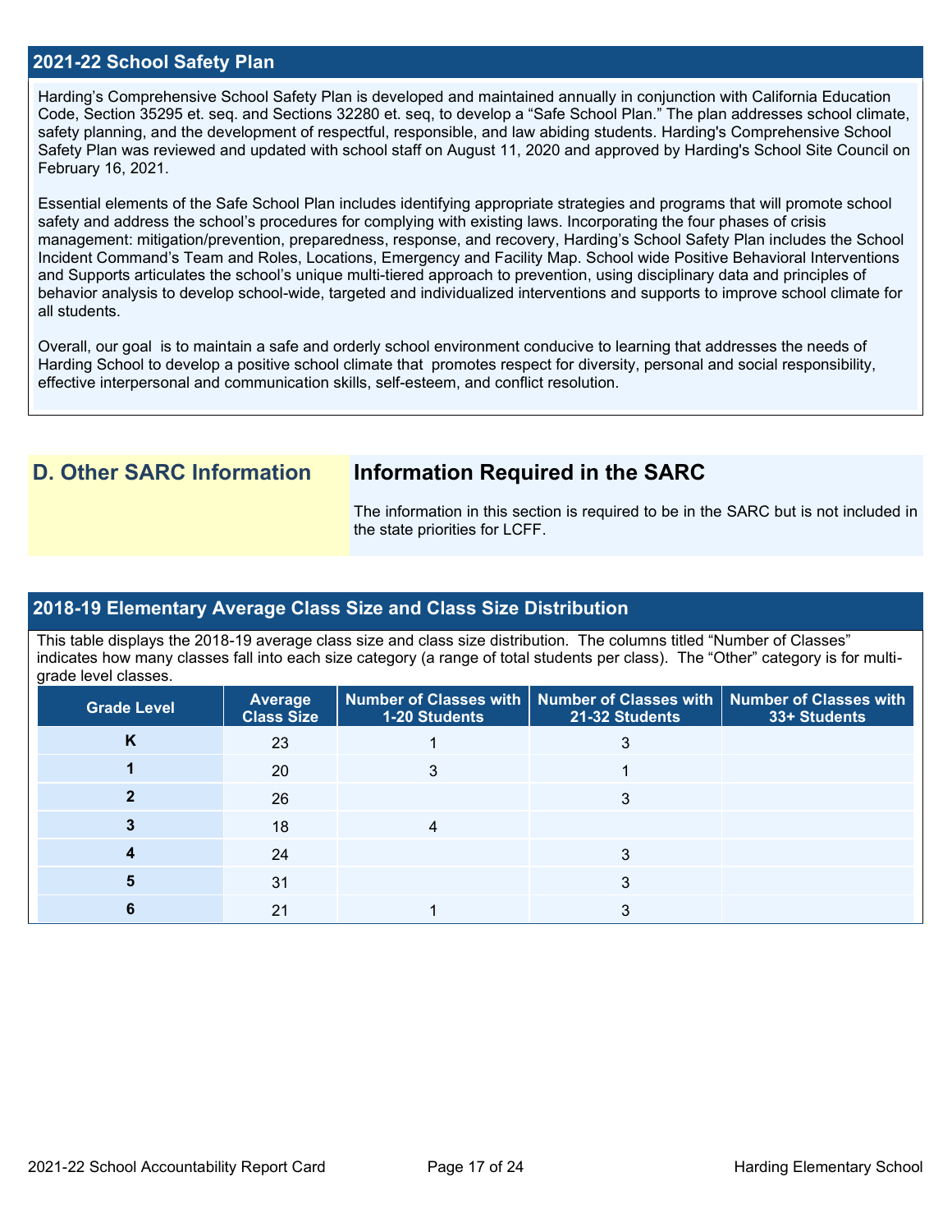## 2021-22 School Safety Plan

Harding's Comprehensive School Safety Plan is developed and maintained annually in conjunction with California Education Code, Section 35295 et. seq. and Sections 32280 et. seq, to develop a "Safe School Plan." The plan addresses school climate, safety planning, and the development of respectful, responsible, and law abiding students. Harding's Comprehensive School Safety Plan was reviewed and updated with school staff on August 11, 2020 and approved by Harding's School Site Council on February 16, 2021.

Essential elements of the Safe School Plan includes identifying appropriate strategies and programs that will promote school safety and address the school's procedures for complying with existing laws. Incorporating the four phases of crisis management: mitigation/prevention, preparedness, response, and recovery, Harding's School Safety Plan includes the School Incident Command's Team and Roles, Locations, Emergency and Facility Map. School wide Positive Behavioral Interventions and Supports articulates the school's unique multi-tiered approach to prevention, using disciplinary data and principles of behavior analysis to develop school-wide, targeted and individualized interventions and supports to improve school climate for all students.

Overall, our goal is to maintain a safe and orderly school environment conducive to learning that addresses the needs of Harding School to develop a positive school climate that promotes respect for diversity, personal and social responsibility, effective interpersonal and communication skills, self-esteem, and conflict resolution.

# D. Other SARC Information

## Information Required in the SARC

The information in this section is required to be in the SARC but is not included in the state priorities for LCFF.

## 2018-19 Elementary Average Class Size and Class Size Distribution

This table displays the 2018-19 average class size and class size distribution. The columns titled "Number of Classes" indicates how many classes fall into each size category (a range of total students per class). The "Other" category is for multi-grade level classes.

| Grade Level | Average Class Size | Number of Classes with 1-20 Students | Number of Classes with 21-32 Students | Number of Classes with 33+ Students |
|---|---|---|---|---|
| K | 23 | 1 | 3 | |
| 1 | 20 | 3 | 1 | |
| 2 | 26 | | 3 | |
| 3 | 18 | 4 | | |
| 4 | 24 | | 3 | |
| 5 | 31 | | 3 | |
| 6 | 21 | 1 | 3 | |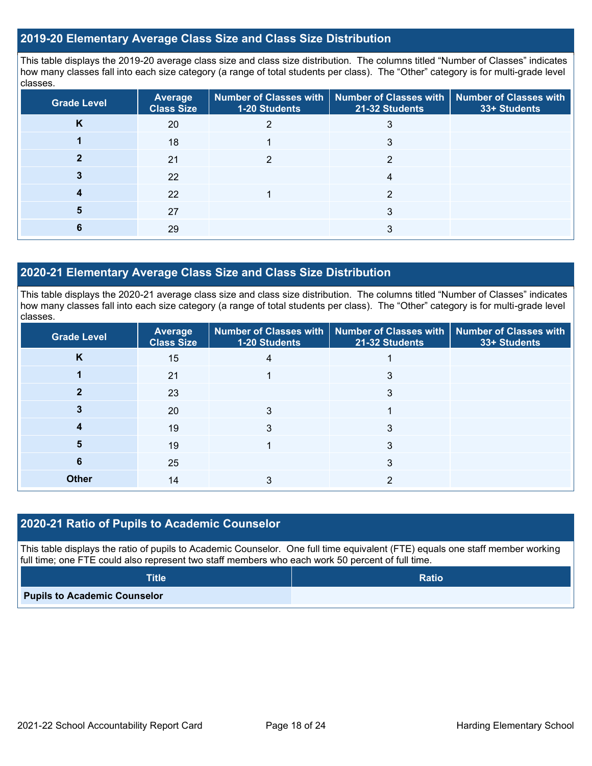## 2019-20 Elementary Average Class Size and Class Size Distribution

This table displays the 2019-20 average class size and class size distribution. The columns titled "Number of Classes" indicates how many classes fall into each size category (a range of total students per class). The "Other" category is for multi-grade level classes.

| Grade Level | Average Class Size | Number of Classes with 1-20 Students | Number of Classes with 21-32 Students | Number of Classes with 33+ Students |
|---|---|---|---|---|
| **K** | 20 | 2 | 3 | |
| **1** | 18 | 1 | 3 | |
| **2** | 21 | 2 | 2 | |
| **3** | 22 | | 4 | |
| **4** | 22 | 1 | 2 | |
| **5** | 27 | | 3 | |
| **6** | 29 | | 3 | |

## 2020-21 Elementary Average Class Size and Class Size Distribution

This table displays the 2020-21 average class size and class size distribution. The columns titled "Number of Classes" indicates how many classes fall into each size category (a range of total students per class). The "Other" category is for multi-grade level classes.

| Grade Level | Average Class Size | Number of Classes with 1-20 Students | Number of Classes with 21-32 Students | Number of Classes with 33+ Students |
|---|---|---|---|---|
| **K** | 15 | 4 | 1 | |
| **1** | 21 | 1 | 3 | |
| **2** | 23 | | 3 | |
| **3** | 20 | 3 | 1 | |
| **4** | 19 | 3 | 3 | |
| **5** | 19 | 1 | 3 | |
| **6** | 25 | | 3 | |
| **Other** | 14 | 3 | 2 | |

## 2020-21 Ratio of Pupils to Academic Counselor

This table displays the ratio of pupils to Academic Counselor. One full time equivalent (FTE) equals one staff member working full time; one FTE could also represent two staff members who each work 50 percent of full time.

| Title | Ratio |
|---|---|
| **Pupils to Academic Counselor** | |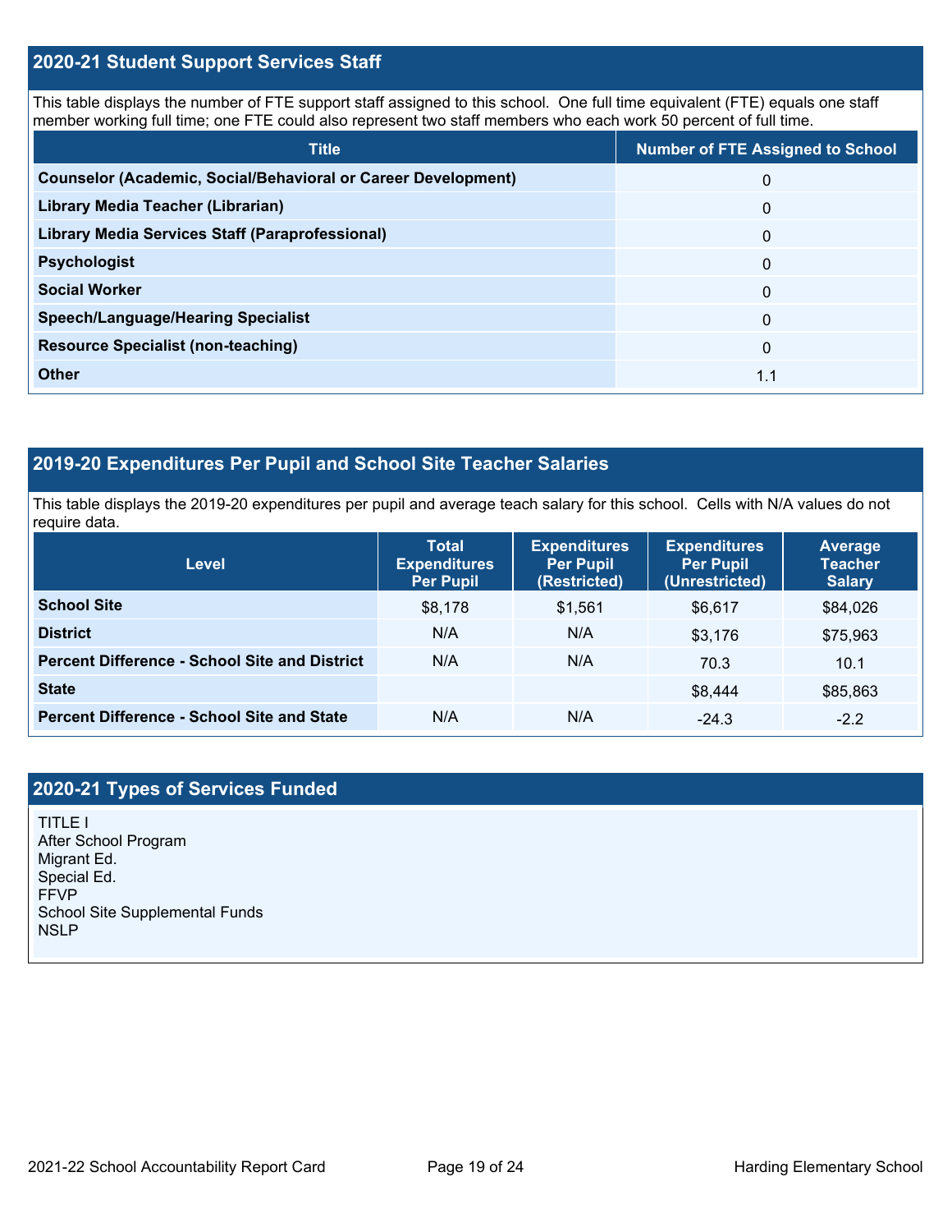## 2020-21 Student Support Services Staff

This table displays the number of FTE support staff assigned to this school. One full time equivalent (FTE) equals one staff member working full time; one FTE could also represent two staff members who each work 50 percent of full time.

| Title | Number of FTE Assigned to School |
|---|---|
| **Counselor (Academic, Social/Behavioral or Career Development)** | 0 |
| **Library Media Teacher (Librarian)** | 0 |
| **Library Media Services Staff (Paraprofessional)** | 0 |
| **Psychologist** | 0 |
| **Social Worker** | 0 |
| **Speech/Language/Hearing Specialist** | 0 |
| **Resource Specialist (non-teaching)** | 0 |
| **Other** | 1.1 |

## 2019-20 Expenditures Per Pupil and School Site Teacher Salaries

This table displays the 2019-20 expenditures per pupil and average teach salary for this school. Cells with N/A values do not require data.

| Level | Total Expenditures Per Pupil | Expenditures Per Pupil (Restricted) | Expenditures Per Pupil (Unrestricted) | Average Teacher Salary |
|---|---|---|---|---|
| **School Site** | $8,178 | $1,561 | $6,617 | $84,026 |
| **District** | N/A | N/A | $3,176 | $75,963 |
| **Percent Difference - School Site and District** | N/A | N/A | 70.3 | 10.1 |
| **State** | | | $8,444 | $85,863 |
| **Percent Difference - School Site and State** | N/A | N/A | -24.3 | -2.2 |

## 2020-21 Types of Services Funded

TITLE I
After School Program
Migrant Ed.
Special Ed.
FFVP
School Site Supplemental Funds
NSLP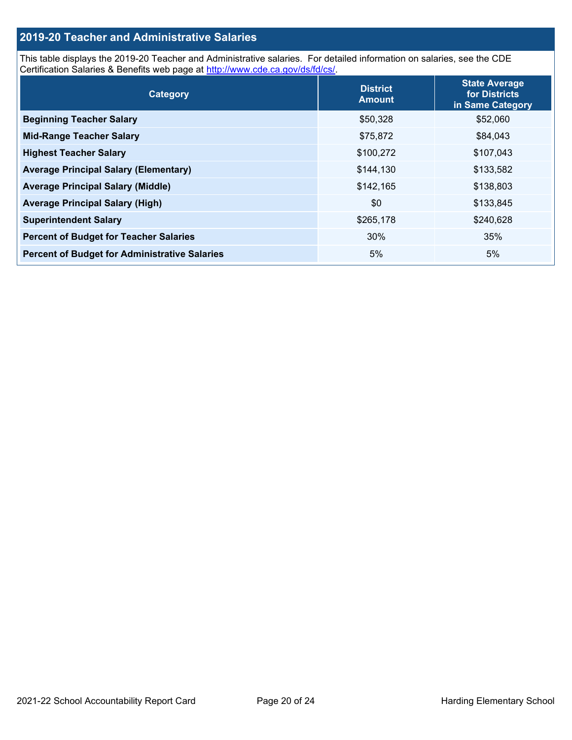## 2019-20 Teacher and Administrative Salaries

This table displays the 2019-20 Teacher and Administrative salaries. For detailed information on salaries, see the CDE Certification Salaries & Benefits web page at http://www.cde.ca.gov/ds/fd/cs/.

| Category | District Amount | State Average for Districts in Same Category |
|---|---|---|
| **Beginning Teacher Salary** | $50,328 | $52,060 |
| **Mid-Range Teacher Salary** | $75,872 | $84,043 |
| **Highest Teacher Salary** | $100,272 | $107,043 |
| **Average Principal Salary (Elementary)** | $144,130 | $133,582 |
| **Average Principal Salary (Middle)** | $142,165 | $138,803 |
| **Average Principal Salary (High)** | $0 | $133,845 |
| **Superintendent Salary** | $265,178 | $240,628 |
| **Percent of Budget for Teacher Salaries** | 30% | 35% |
| **Percent of Budget for Administrative Salaries** | 5% | 5% |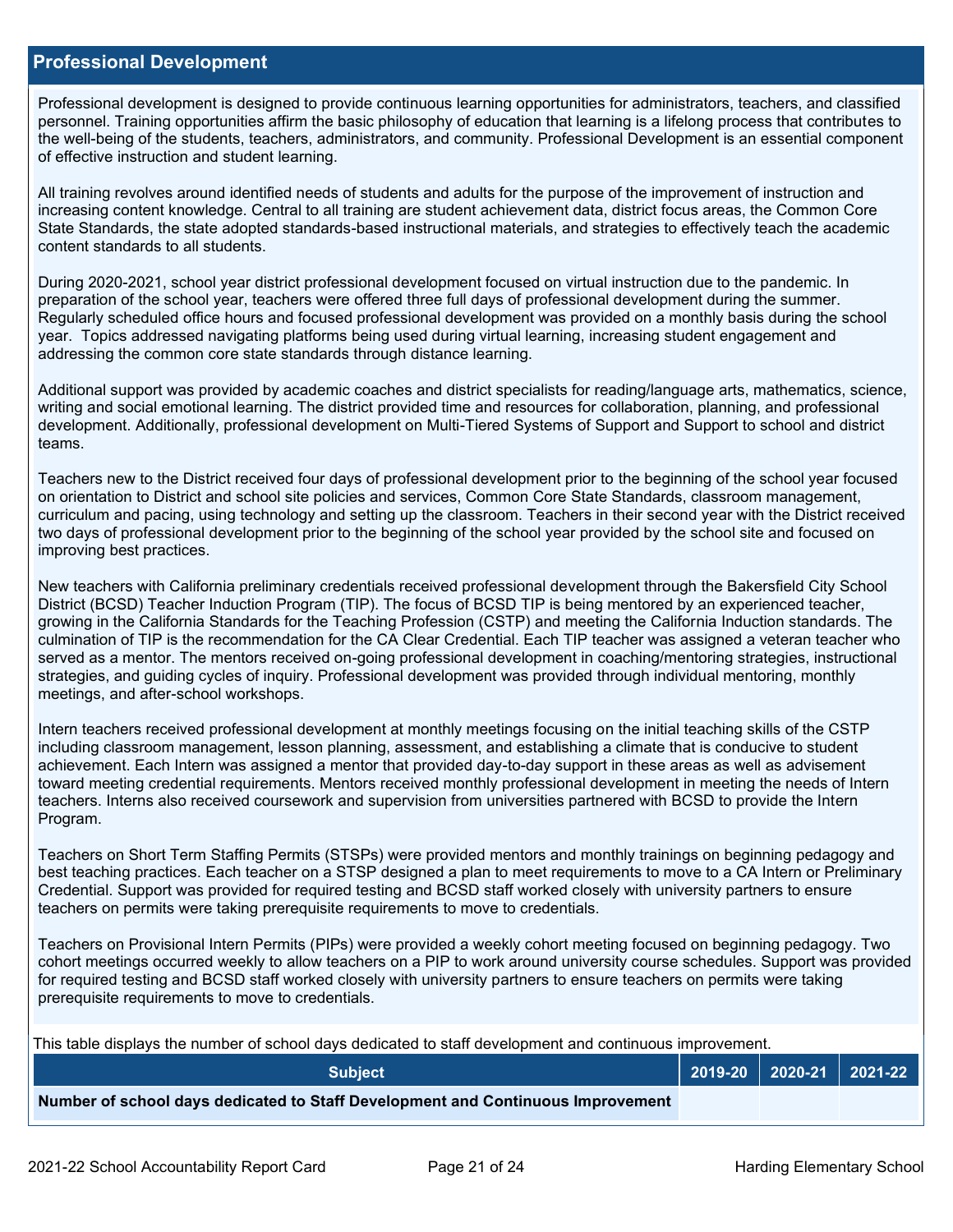## Professional Development

Professional development is designed to provide continuous learning opportunities for administrators, teachers, and classified personnel. Training opportunities affirm the basic philosophy of education that learning is a lifelong process that contributes to the well-being of the students, teachers, administrators, and community. Professional Development is an essential component of effective instruction and student learning.

All training revolves around identified needs of students and adults for the purpose of the improvement of instruction and increasing content knowledge. Central to all training are student achievement data, district focus areas, the Common Core State Standards, the state adopted standards-based instructional materials, and strategies to effectively teach the academic content standards to all students.

During 2020-2021, school year district professional development focused on virtual instruction due to the pandemic. In preparation of the school year, teachers were offered three full days of professional development during the summer. Regularly scheduled office hours and focused professional development was provided on a monthly basis during the school year. Topics addressed navigating platforms being used during virtual learning, increasing student engagement and addressing the common core state standards through distance learning.

Additional support was provided by academic coaches and district specialists for reading/language arts, mathematics, science, writing and social emotional learning. The district provided time and resources for collaboration, planning, and professional development. Additionally, professional development on Multi-Tiered Systems of Support and Support to school and district teams.

Teachers new to the District received four days of professional development prior to the beginning of the school year focused on orientation to District and school site policies and services, Common Core State Standards, classroom management, curriculum and pacing, using technology and setting up the classroom. Teachers in their second year with the District received two days of professional development prior to the beginning of the school year provided by the school site and focused on improving best practices.

New teachers with California preliminary credentials received professional development through the Bakersfield City School District (BCSD) Teacher Induction Program (TIP). The focus of BCSD TIP is being mentored by an experienced teacher, growing in the California Standards for the Teaching Profession (CSTP) and meeting the California Induction standards. The culmination of TIP is the recommendation for the CA Clear Credential. Each TIP teacher was assigned a veteran teacher who served as a mentor. The mentors received on-going professional development in coaching/mentoring strategies, instructional strategies, and guiding cycles of inquiry. Professional development was provided through individual mentoring, monthly meetings, and after-school workshops.

Intern teachers received professional development at monthly meetings focusing on the initial teaching skills of the CSTP including classroom management, lesson planning, assessment, and establishing a climate that is conducive to student achievement. Each Intern was assigned a mentor that provided day-to-day support in these areas as well as advisement toward meeting credential requirements. Mentors received monthly professional development in meeting the needs of Intern teachers. Interns also received coursework and supervision from universities partnered with BCSD to provide the Intern Program.

Teachers on Short Term Staffing Permits (STSPs) were provided mentors and monthly trainings on beginning pedagogy and best teaching practices. Each teacher on a STSP designed a plan to meet requirements to move to a CA Intern or Preliminary Credential. Support was provided for required testing and BCSD staff worked closely with university partners to ensure teachers on permits were taking prerequisite requirements to move to credentials.

Teachers on Provisional Intern Permits (PIPs) were provided a weekly cohort meeting focused on beginning pedagogy. Two cohort meetings occurred weekly to allow teachers on a PIP to work around university course schedules. Support was provided for required testing and BCSD staff worked closely with university partners to ensure teachers on permits were taking prerequisite requirements to move to credentials.

This table displays the number of school days dedicated to staff development and continuous improvement.

| Subject | 2019-20 | 2020-21 | 2021-22 |
|---|---|---|---|
| **Number of school days dedicated to Staff Development and Continuous Improvement** | | | |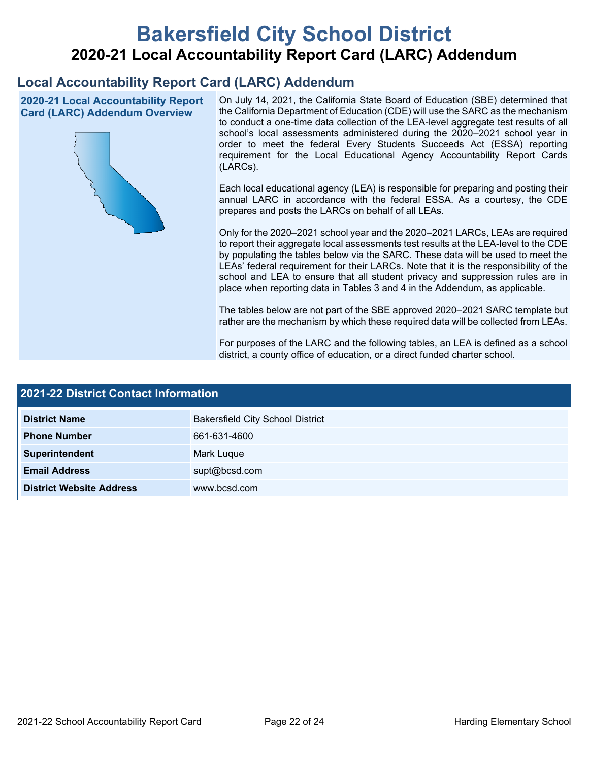# Bakersfield City School District

## 2020-21 Local Accountability Report Card (LARC) Addendum

## Local Accountability Report Card (LARC) Addendum

### 2020-21 Local Accountability Report Card (LARC) Addendum Overview

On July 14, 2021, the California State Board of Education (SBE) determined that the California Department of Education (CDE) will use the SARC as the mechanism to conduct a one-time data collection of the LEA-level aggregate test results of all school's local assessments administered during the 2020–2021 school year in order to meet the federal Every Students Succeeds Act (ESSA) reporting requirement for the Local Educational Agency Accountability Report Cards (LARCs).

Each local educational agency (LEA) is responsible for preparing and posting their annual LARC in accordance with the federal ESSA. As a courtesy, the CDE prepares and posts the LARCs on behalf of all LEAs.

Only for the 2020–2021 school year and the 2020–2021 LARCs, LEAs are required to report their aggregate local assessments test results at the LEA-level to the CDE by populating the tables below via the SARC. These data will be used to meet the LEAs' federal requirement for their LARCs. Note that it is the responsibility of the school and LEA to ensure that all student privacy and suppression rules are in place when reporting data in Tables 3 and 4 in the Addendum, as applicable.

The tables below are not part of the SBE approved 2020–2021 SARC template but rather are the mechanism by which these required data will be collected from LEAs.

For purposes of the LARC and the following tables, an LEA is defined as a school district, a county office of education, or a direct funded charter school.

### 2021-22 District Contact Information

| 2021-22 District Contact Information | |
|---|---|
| **District Name** | Bakersfield City School District |
| **Phone Number** | 661-631-4600 |
| **Superintendent** | Mark Luque |
| **Email Address** | supt@bcsd.com |
| **District Website Address** | www.bcsd.com |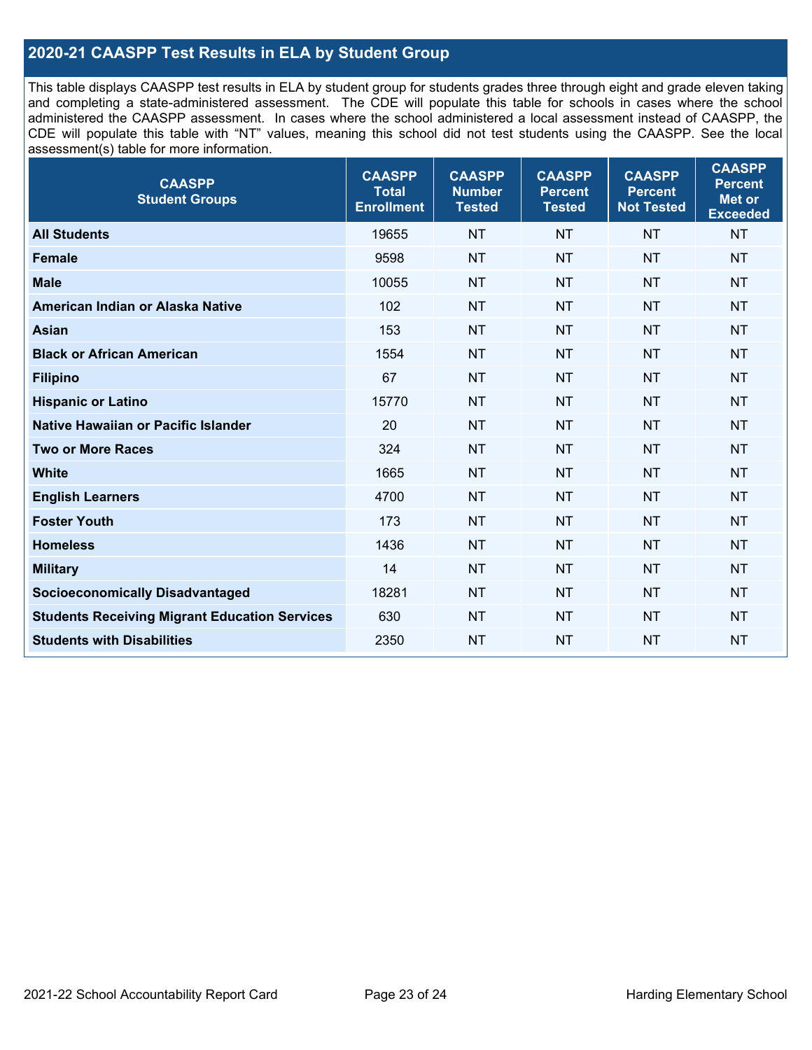## 2020-21 CAASPP Test Results in ELA by Student Group

This table displays CAASPP test results in ELA by student group for students grades three through eight and grade eleven taking and completing a state-administered assessment. The CDE will populate this table for schools in cases where the school administered the CAASPP assessment. In cases where the school administered a local assessment instead of CAASPP, the CDE will populate this table with "NT" values, meaning this school did not test students using the CAASPP. See the local assessment(s) table for more information.

| CAASPP Student Groups | CAASPP Total Enrollment | CAASPP Number Tested | CAASPP Percent Tested | CAASPP Percent Not Tested | CAASPP Percent Met or Exceeded |
|---|---|---|---|---|---|
| **All Students** | 19655 | NT | NT | NT | NT |
| **Female** | 9598 | NT | NT | NT | NT |
| **Male** | 10055 | NT | NT | NT | NT |
| **American Indian or Alaska Native** | 102 | NT | NT | NT | NT |
| **Asian** | 153 | NT | NT | NT | NT |
| **Black or African American** | 1554 | NT | NT | NT | NT |
| **Filipino** | 67 | NT | NT | NT | NT |
| **Hispanic or Latino** | 15770 | NT | NT | NT | NT |
| **Native Hawaiian or Pacific Islander** | 20 | NT | NT | NT | NT |
| **Two or More Races** | 324 | NT | NT | NT | NT |
| **White** | 1665 | NT | NT | NT | NT |
| **English Learners** | 4700 | NT | NT | NT | NT |
| **Foster Youth** | 173 | NT | NT | NT | NT |
| **Homeless** | 1436 | NT | NT | NT | NT |
| **Military** | 14 | NT | NT | NT | NT |
| **Socioeconomically Disadvantaged** | 18281 | NT | NT | NT | NT |
| **Students Receiving Migrant Education Services** | 630 | NT | NT | NT | NT |
| **Students with Disabilities** | 2350 | NT | NT | NT | NT |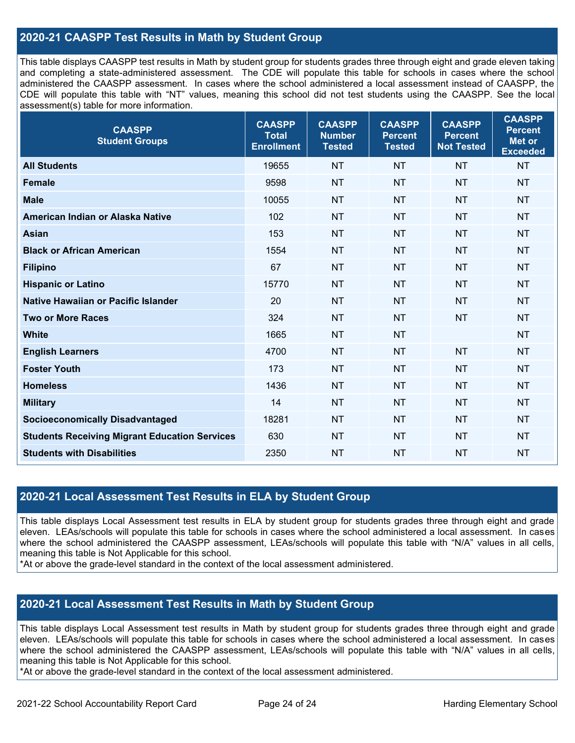## 2020-21 CAASPP Test Results in Math by Student Group

This table displays CAASPP test results in Math by student group for students grades three through eight and grade eleven taking and completing a state-administered assessment. The CDE will populate this table for schools in cases where the school administered the CAASPP assessment. In cases where the school administered a local assessment instead of CAASPP, the CDE will populate this table with "NT" values, meaning this school did not test students using the CAASPP. See the local assessment(s) table for more information.

| CAASPP Student Groups | CAASPP Total Enrollment | CAASPP Number Tested | CAASPP Percent Tested | CAASPP Percent Not Tested | CAASPP Percent Met or Exceeded |
|---|---|---|---|---|---|
| **All Students** | 19655 | NT | NT | NT | NT |
| **Female** | 9598 | NT | NT | NT | NT |
| **Male** | 10055 | NT | NT | NT | NT |
| **American Indian or Alaska Native** | 102 | NT | NT | NT | NT |
| **Asian** | 153 | NT | NT | NT | NT |
| **Black or African American** | 1554 | NT | NT | NT | NT |
| **Filipino** | 67 | NT | NT | NT | NT |
| **Hispanic or Latino** | 15770 | NT | NT | NT | NT |
| **Native Hawaiian or Pacific Islander** | 20 | NT | NT | NT | NT |
| **Two or More Races** | 324 | NT | NT | NT | NT |
| **White** | 1665 | NT | NT | | NT |
| **English Learners** | 4700 | NT | NT | NT | NT |
| **Foster Youth** | 173 | NT | NT | NT | NT |
| **Homeless** | 1436 | NT | NT | NT | NT |
| **Military** | 14 | NT | NT | NT | NT |
| **Socioeconomically Disadvantaged** | 18281 | NT | NT | NT | NT |
| **Students Receiving Migrant Education Services** | 630 | NT | NT | NT | NT |
| **Students with Disabilities** | 2350 | NT | NT | NT | NT |

## 2020-21 Local Assessment Test Results in ELA by Student Group

This table displays Local Assessment test results in ELA by student group for students grades three through eight and grade eleven. LEAs/schools will populate this table for schools in cases where the school administered a local assessment. In cases where the school administered the CAASPP assessment, LEAs/schools will populate this table with "N/A" values in all cells, meaning this table is Not Applicable for this school.

*At or above the grade-level standard in the context of the local assessment administered.

## 2020-21 Local Assessment Test Results in Math by Student Group

This table displays Local Assessment test results in Math by student group for students grades three through eight and grade eleven. LEAs/schools will populate this table for schools in cases where the school administered a local assessment. In cases where the school administered the CAASPP assessment, LEAs/schools will populate this table with "N/A" values in all cells, meaning this table is Not Applicable for this school.

*At or above the grade-level standard in the context of the local assessment administered.